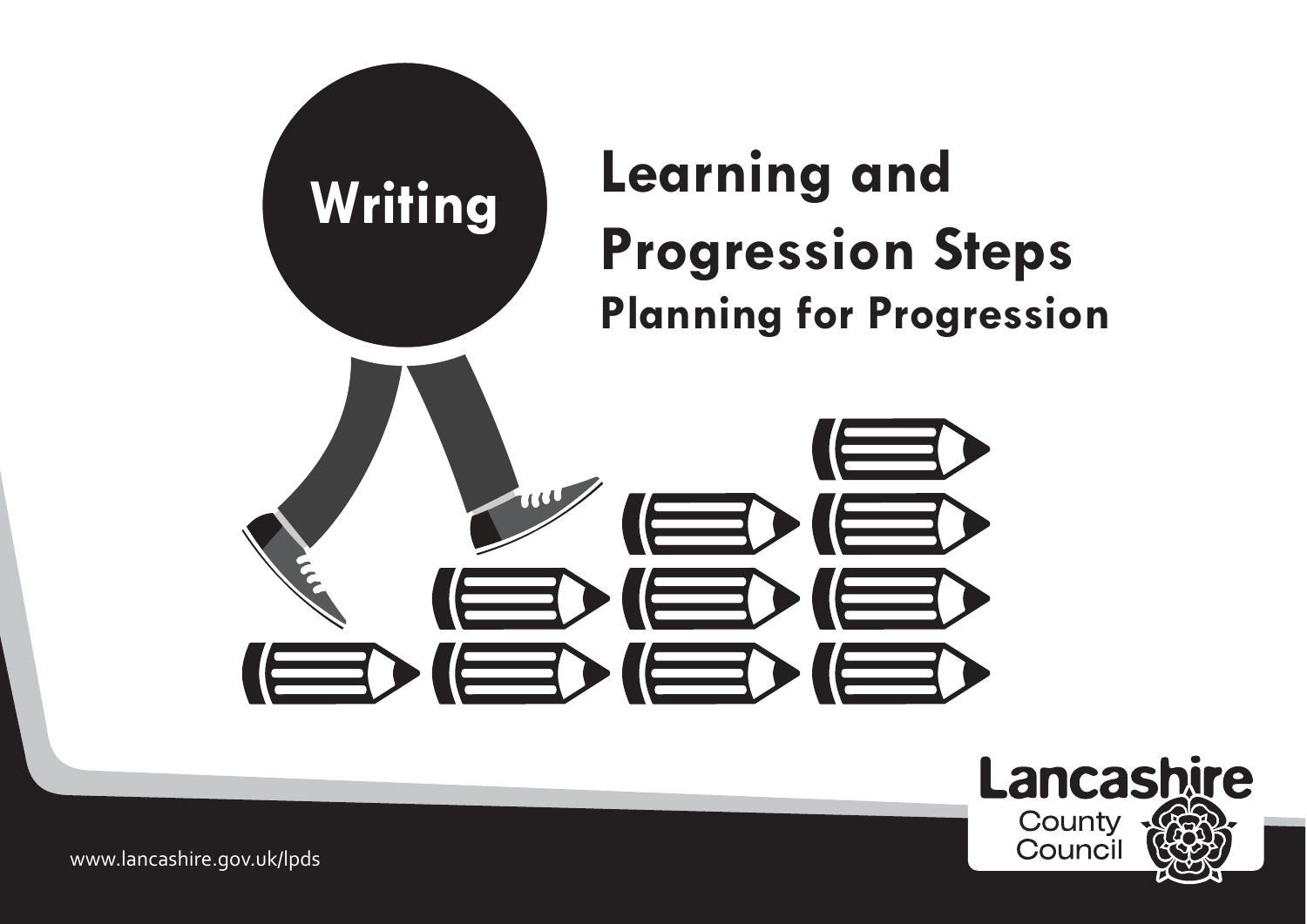# Writing

# Learning and Progression Steps

## Planning for Progression

Lancashire County Council

www.lancashire.gov.uk/lpds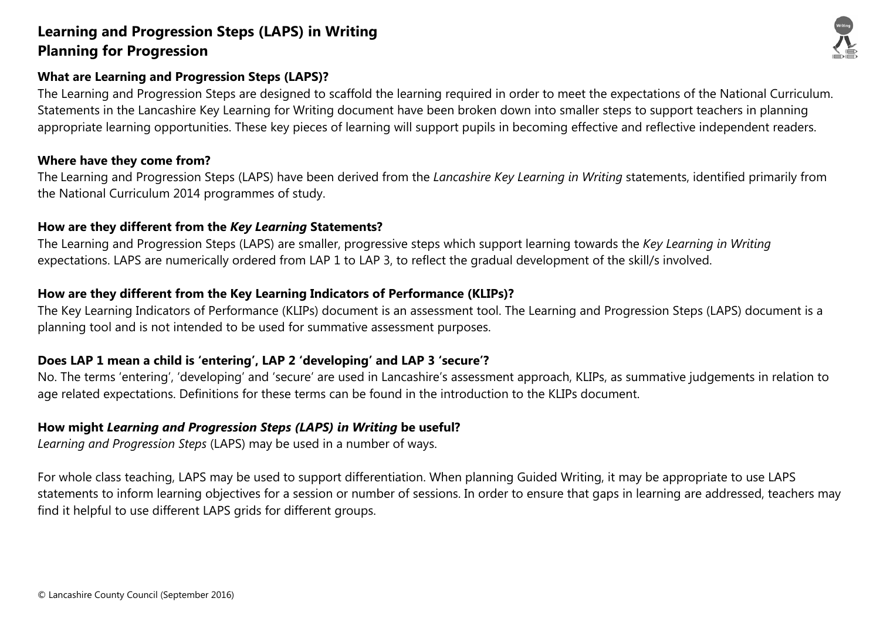# Learning and Progression Steps (LAPS) in Writing
# Planning for Progression

### What are Learning and Progression Steps (LAPS)?

The Learning and Progression Steps are designed to scaffold the learning required in order to meet the expectations of the National Curriculum. Statements in the Lancashire Key Learning for Writing document have been broken down into smaller steps to support teachers in planning appropriate learning opportunities. These key pieces of learning will support pupils in becoming effective and reflective independent readers.

### Where have they come from?

The Learning and Progression Steps (LAPS) have been derived from the *Lancashire Key Learning in Writing* statements, identified primarily from the National Curriculum 2014 programmes of study.

### How are they different from the *Key Learning* Statements?

The Learning and Progression Steps (LAPS) are smaller, progressive steps which support learning towards the *Key Learning in Writing* expectations. LAPS are numerically ordered from LAP 1 to LAP 3, to reflect the gradual development of the skill/s involved.

### How are they different from the Key Learning Indicators of Performance (KLIPs)?

The Key Learning Indicators of Performance (KLIPs) document is an assessment tool. The Learning and Progression Steps (LAPS) document is a planning tool and is not intended to be used for summative assessment purposes.

### Does LAP 1 mean a child is 'entering', LAP 2 'developing' and LAP 3 'secure'?

No. The terms 'entering', 'developing' and 'secure' are used in Lancashire's assessment approach, KLIPs, as summative judgements in relation to age related expectations. Definitions for these terms can be found in the introduction to the KLIPs document.

### How might *Learning and Progression Steps (LAPS) in Writing* be useful?

*Learning and Progression Steps* (LAPS) may be used in a number of ways.

For whole class teaching, LAPS may be used to support differentiation. When planning Guided Writing, it may be appropriate to use LAPS statements to inform learning objectives for a session or number of sessions. In order to ensure that gaps in learning are addressed, teachers may find it helpful to use different LAPS grids for different groups.

© Lancashire County Council (September 2016)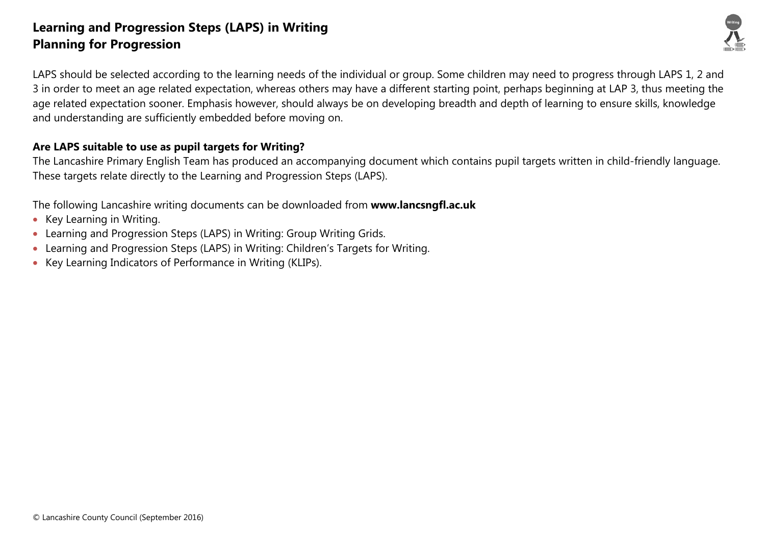# Learning and Progression Steps (LAPS) in Writing
# Planning for Progression

LAPS should be selected according to the learning needs of the individual or group. Some children may need to progress through LAPS 1, 2 and 3 in order to meet an age related expectation, whereas others may have a different starting point, perhaps beginning at LAP 3, thus meeting the age related expectation sooner. Emphasis however, should always be on developing breadth and depth of learning to ensure skills, knowledge and understanding are sufficiently embedded before moving on.

**Are LAPS suitable to use as pupil targets for Writing?**

The Lancashire Primary English Team has produced an accompanying document which contains pupil targets written in child-friendly language. These targets relate directly to the Learning and Progression Steps (LAPS).

The following Lancashire writing documents can be downloaded from **www.lancsngfl.ac.uk**

- Key Learning in Writing.
- Learning and Progression Steps (LAPS) in Writing: Group Writing Grids.
- Learning and Progression Steps (LAPS) in Writing: Children's Targets for Writing.
- Key Learning Indicators of Performance in Writing (KLIPs).

© Lancashire County Council (September 2016)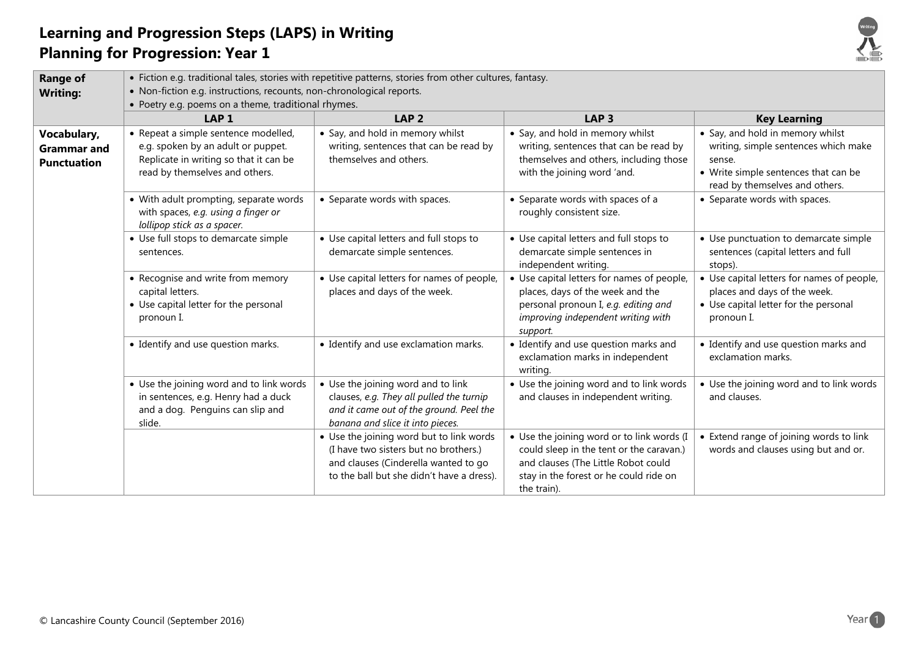# Learning and Progression Steps (LAPS) in Writing
## Planning for Progression: Year 1

| Range of Writing: | • Fiction e.g. traditional tales, stories with repetitive patterns, stories from other cultures, fantasy.<br>• Non-fiction e.g. instructions, recounts, non-chronological reports.<br>• Poetry e.g. poems on a theme, traditional rhymes. | | | |
|---|---|---|---|---|
| | **LAP 1** | **LAP 2** | **LAP 3** | **Key Learning** |
| **Vocabulary, Grammar and Punctuation** | • Repeat a simple sentence modelled, e.g. spoken by an adult or puppet. Replicate in writing so that it can be read by themselves and others. | • Say, and hold in memory whilst writing, sentences that can be read by themselves and others. | • Say, and hold in memory whilst writing, sentences that can be read by themselves and others, including those with the joining word 'and. | • Say, and hold in memory whilst writing, simple sentences which make sense.<br>• Write simple sentences that can be read by themselves and others. |
| | • With adult prompting, separate words with spaces, *e.g. using a finger or lollipop stick as a spacer.* | • Separate words with spaces. | • Separate words with spaces of a roughly consistent size. | • Separate words with spaces. |
| | • Use full stops to demarcate simple sentences. | • Use capital letters and full stops to demarcate simple sentences. | • Use capital letters and full stops to demarcate simple sentences in independent writing. | • Use punctuation to demarcate simple sentences (capital letters and full stops). |
| | • Recognise and write from memory capital letters.<br>• Use capital letter for the personal pronoun I. | • Use capital letters for names of people, places and days of the week. | • Use capital letters for names of people, places, days of the week and the personal pronoun I, *e.g. editing and improving independent writing with support.* | • Use capital letters for names of people, places and days of the week.<br>• Use capital letter for the personal pronoun I. |
| | • Identify and use question marks. | • Identify and use exclamation marks. | • Identify and use question marks and exclamation marks in independent writing. | • Identify and use question marks and exclamation marks. |
| | • Use the joining word and to link words in sentences, e.g. Henry had a duck and a dog. Penguins can slip and slide. | • Use the joining word and to link clauses, *e.g. They all pulled the turnip and it came out of the ground. Peel the banana and slice it into pieces.* | • Use the joining word and to link words and clauses in independent writing. | • Use the joining word and to link words and clauses. |
| | | • Use the joining word but to link words (I have two sisters but no brothers.) and clauses (Cinderella wanted to go to the ball but she didn't have a dress). | • Use the joining word or to link words (I could sleep in the tent or the caravan.) and clauses (The Little Robot could stay in the forest or he could ride on the train). | • Extend range of joining words to link words and clauses using but and or. |

© Lancashire County Council (September 2016)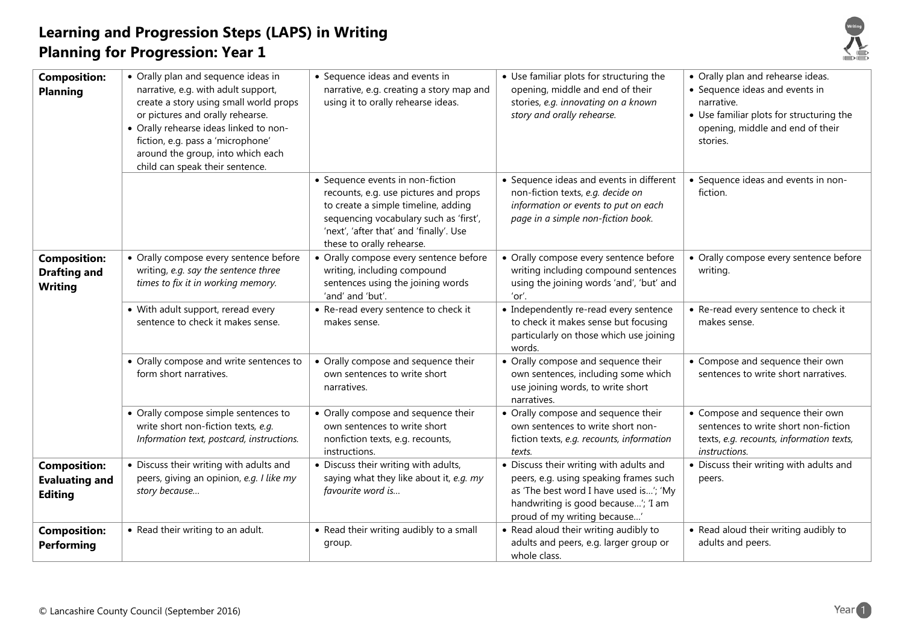# Learning and Progression Steps (LAPS) in Writing
## Planning for Progression: Year 1

| | | | | |
|---|---|---|---|---|
| **Composition: Planning** | • Orally plan and sequence ideas in narrative, e.g. with adult support, create a story using small world props or pictures and orally rehearse.<br>• Orally rehearse ideas linked to non-fiction, e.g. pass a 'microphone' around the group, into which each child can speak their sentence. | • Sequence ideas and events in narrative, e.g. creating a story map and using it to orally rehearse ideas. | • Use familiar plots for structuring the opening, middle and end of their stories, *e.g. innovating on a known story and orally rehearse.* | • Orally plan and rehearse ideas.<br>• Sequence ideas and events in narrative.<br>• Use familiar plots for structuring the opening, middle and end of their stories. |
| | | • Sequence events in non-fiction recounts, e.g. use pictures and props to create a simple timeline, adding sequencing vocabulary such as 'first', 'next', 'after that' and 'finally'. Use these to orally rehearse. | • Sequence ideas and events in different non-fiction texts, *e.g. decide on information or events to put on each page in a simple non-fiction book.* | • Sequence ideas and events in non-fiction. |
| **Composition: Drafting and Writing** | • Orally compose every sentence before writing, *e.g. say the sentence three times to fix it in working memory.* | • Orally compose every sentence before writing, including compound sentences using the joining words 'and' and 'but'. | • Orally compose every sentence before writing including compound sentences using the joining words 'and', 'but' and 'or'. | • Orally compose every sentence before writing. |
| | • With adult support, reread every sentence to check it makes sense. | • Re-read every sentence to check it makes sense. | • Independently re-read every sentence to check it makes sense but focusing particularly on those which use joining words. | • Re-read every sentence to check it makes sense. |
| | • Orally compose and write sentences to form short narratives. | • Orally compose and sequence their own sentences to write short narratives. | • Orally compose and sequence their own sentences, including some which use joining words, to write short narratives. | • Compose and sequence their own sentences to write short narratives. |
| | • Orally compose simple sentences to write short non-fiction texts, *e.g. Information text, postcard, instructions.* | • Orally compose and sequence their own sentences to write short nonfiction texts, e.g. recounts, instructions. | • Orally compose and sequence their own sentences to write short non-fiction texts, *e.g. recounts, information texts.* | • Compose and sequence their own sentences to write short non-fiction texts, *e.g. recounts, information texts, instructions.* |
| **Composition: Evaluating and Editing** | • Discuss their writing with adults and peers, giving an opinion, *e.g. I like my story because…* | • Discuss their writing with adults, saying what they like about it, *e.g. my favourite word is…* | • Discuss their writing with adults and peers, e.g. using speaking frames such as 'The best word I have used is…'; 'My handwriting is good because…'; 'I am proud of my writing because…' | • Discuss their writing with adults and peers. |
| **Composition: Performing** | • Read their writing to an adult. | • Read their writing audibly to a small group. | • Read aloud their writing audibly to adults and peers, e.g. larger group or whole class. | • Read aloud their writing audibly to adults and peers. |

© Lancashire County Council (September 2016)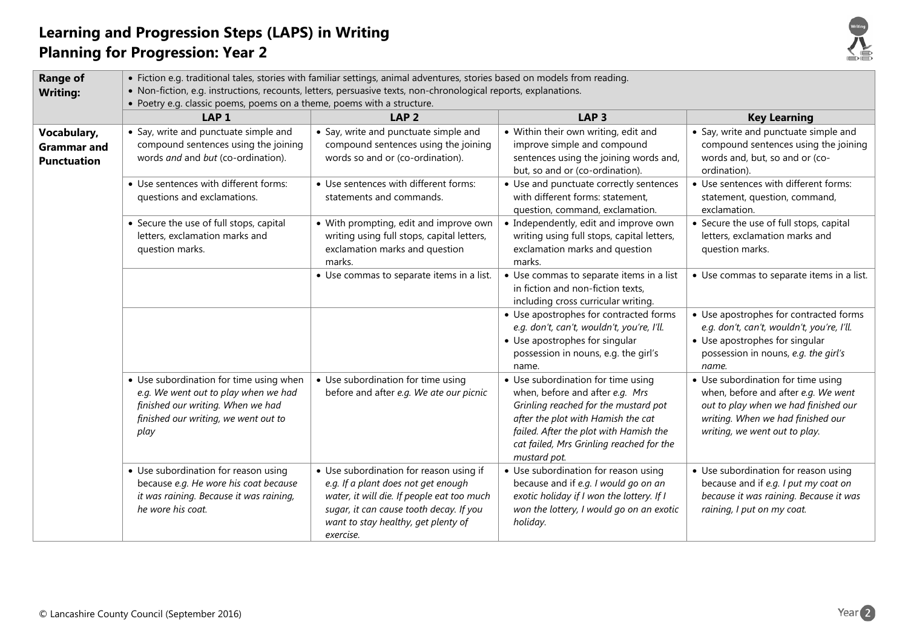# Learning and Progression Steps (LAPS) in Writing
## Planning for Progression: Year 2

| **Range of Writing:** | • Fiction e.g. traditional tales, stories with familiar settings, animal adventures, stories based on models from reading.<br>• Non-fiction, e.g. instructions, recounts, letters, persuasive texts, non-chronological reports, explanations.<br>• Poetry e.g. classic poems, poems on a theme, poems with a structure. | | | |
|---|---|---|---|---|
| | **LAP 1** | **LAP 2** | **LAP 3** | **Key Learning** |
| **Vocabulary, Grammar and Punctuation** | • Say, write and punctuate simple and compound sentences using the joining words *and* and *but* (co-ordination). | • Say, write and punctuate simple and compound sentences using the joining words so and or (co-ordination). | • Within their own writing, edit and improve simple and compound sentences using the joining words and, but, so and or (co-ordination). | • Say, write and punctuate simple and compound sentences using the joining words and, but, so and or (co-ordination). |
| | • Use sentences with different forms: questions and exclamations. | • Use sentences with different forms: statements and commands. | • Use and punctuate correctly sentences with different forms: statement, question, command, exclamation. | • Use sentences with different forms: statement, question, command, exclamation. |
| | • Secure the use of full stops, capital letters, exclamation marks and question marks. | • With prompting, edit and improve own writing using full stops, capital letters, exclamation marks and question marks. | • Independently, edit and improve own writing using full stops, capital letters, exclamation marks and question marks. | • Secure the use of full stops, capital letters, exclamation marks and question marks. |
| | | • Use commas to separate items in a list. | • Use commas to separate items in a list in fiction and non-fiction texts, including cross curricular writing. | • Use commas to separate items in a list. |
| | | | • Use apostrophes for contracted forms *e.g. don't, can't, wouldn't, you're, I'll.*<br>• Use apostrophes for singular possession in nouns, e.g. the girl's name. | • Use apostrophes for contracted forms *e.g. don't, can't, wouldn't, you're, I'll.*<br>• Use apostrophes for singular possession in nouns, *e.g. the girl's name.* |
| | • Use subordination for time using when *e.g. We went out to play when we had finished our writing. When we had finished our writing, we went out to play* | • Use subordination for time using before and after *e.g. We ate our picnic* | • Use subordination for time using when, before and after *e.g. Mrs Grinling reached for the mustard pot after the plot with Hamish the cat failed. After the plot with Hamish the cat failed, Mrs Grinling reached for the mustard pot.* | • Use subordination for time using when, before and after *e.g. We went out to play when we had finished our writing. When we had finished our writing, we went out to play.* |
| | • Use subordination for reason using because *e.g. He wore his coat because it was raining. Because it was raining, he wore his coat.* | • Use subordination for reason using if *e.g. If a plant does not get enough water, it will die. If people eat too much sugar, it can cause tooth decay. If you want to stay healthy, get plenty of exercise.* | • Use subordination for reason using because and if *e.g. I would go on an exotic holiday if I won the lottery. If I won the lottery, I would go on an exotic holiday.* | • Use subordination for reason using because and if *e.g. I put my coat on because it was raining. Because it was raining, I put on my coat.* |

© Lancashire County Council (September 2016)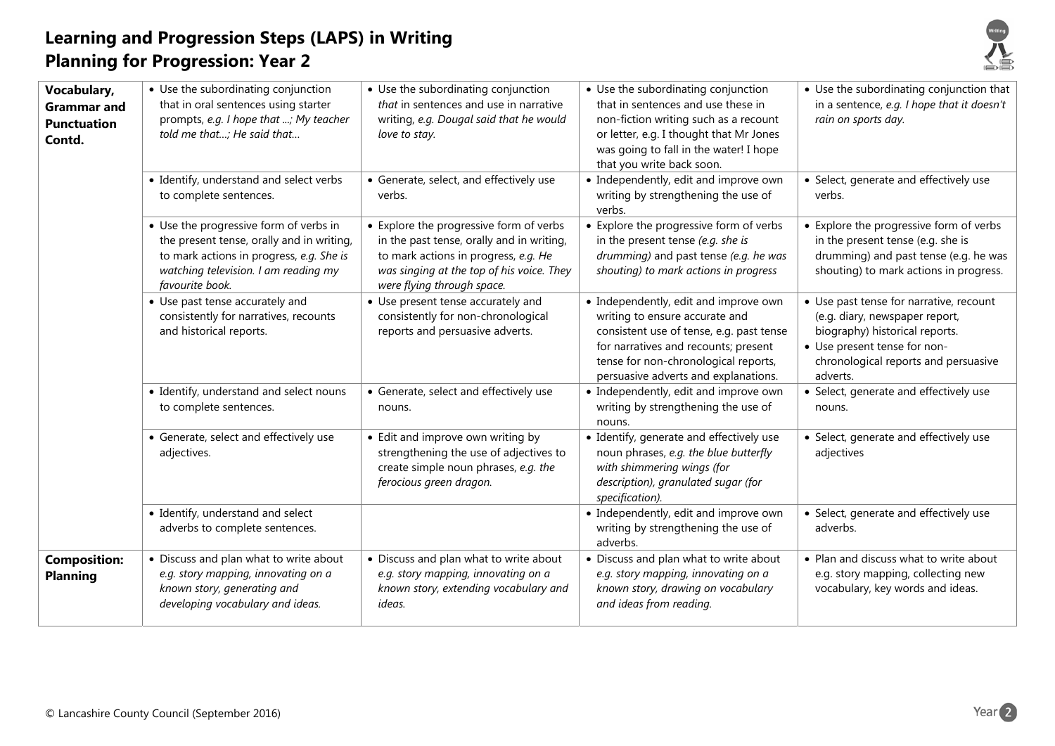# Learning and Progression Steps (LAPS) in Writing
## Planning for Progression: Year 2

| | | | | |
|---|---|---|---|---|
| **Vocabulary, Grammar and Punctuation Contd.** | • Use the subordinating conjunction that in oral sentences using starter prompts, *e.g. I hope that ...; My teacher told me that...; He said that...* | • Use the subordinating conjunction *that* in sentences and use in narrative writing, *e.g. Dougal said that he would love to stay.* | • Use the subordinating conjunction that in sentences and use these in non-fiction writing such as a recount or letter, e.g. I thought that Mr Jones was going to fall in the water! I hope that you write back soon. | • Use the subordinating conjunction that in a sentence, *e.g. I hope that it doesn't rain on sports day.* |
| | • Identify, understand and select verbs to complete sentences. | • Generate, select, and effectively use verbs. | • Independently, edit and improve own writing by strengthening the use of verbs. | • Select, generate and effectively use verbs. |
| | • Use the progressive form of verbs in the present tense, orally and in writing, to mark actions in progress, *e.g. She is watching television. I am reading my favourite book.* | • Explore the progressive form of verbs in the past tense, orally and in writing, to mark actions in progress, *e.g. He was singing at the top of his voice. They were flying through space.* | • Explore the progressive form of verbs in the present tense *(e.g. she is drumming)* and past tense *(e.g. he was shouting) to mark actions in progress* | • Explore the progressive form of verbs in the present tense (e.g. she is drumming) and past tense (e.g. he was shouting) to mark actions in progress. |
| | • Use past tense accurately and consistently for narratives, recounts and historical reports. | • Use present tense accurately and consistently for non-chronological reports and persuasive adverts. | • Independently, edit and improve own writing to ensure accurate and consistent use of tense, e.g. past tense for narratives and recounts; present tense for non-chronological reports, persuasive adverts and explanations. | • Use past tense for narrative, recount (e.g. diary, newspaper report, biography) historical reports.<br>• Use present tense for non-chronological reports and persuasive adverts. |
| | • Identify, understand and select nouns to complete sentences. | • Generate, select and effectively use nouns. | • Independently, edit and improve own writing by strengthening the use of nouns. | • Select, generate and effectively use nouns. |
| | • Generate, select and effectively use adjectives. | • Edit and improve own writing by strengthening the use of adjectives to create simple noun phrases, *e.g. the ferocious green dragon.* | • Identify, generate and effectively use noun phrases, *e.g. the blue butterfly with shimmering wings (for description), granulated sugar (for specification).* | • Select, generate and effectively use adjectives |
| | • Identify, understand and select adverbs to complete sentences. | | • Independently, edit and improve own writing by strengthening the use of adverbs. | • Select, generate and effectively use adverbs. |
| **Composition: Planning** | • Discuss and plan what to write about *e.g. story mapping, innovating on a known story, generating and developing vocabulary and ideas.* | • Discuss and plan what to write about *e.g. story mapping, innovating on a known story, extending vocabulary and ideas.* | • Discuss and plan what to write about *e.g. story mapping, innovating on a known story, drawing on vocabulary and ideas from reading.* | • Plan and discuss what to write about e.g. story mapping, collecting new vocabulary, key words and ideas. |

© Lancashire County Council (September 2016)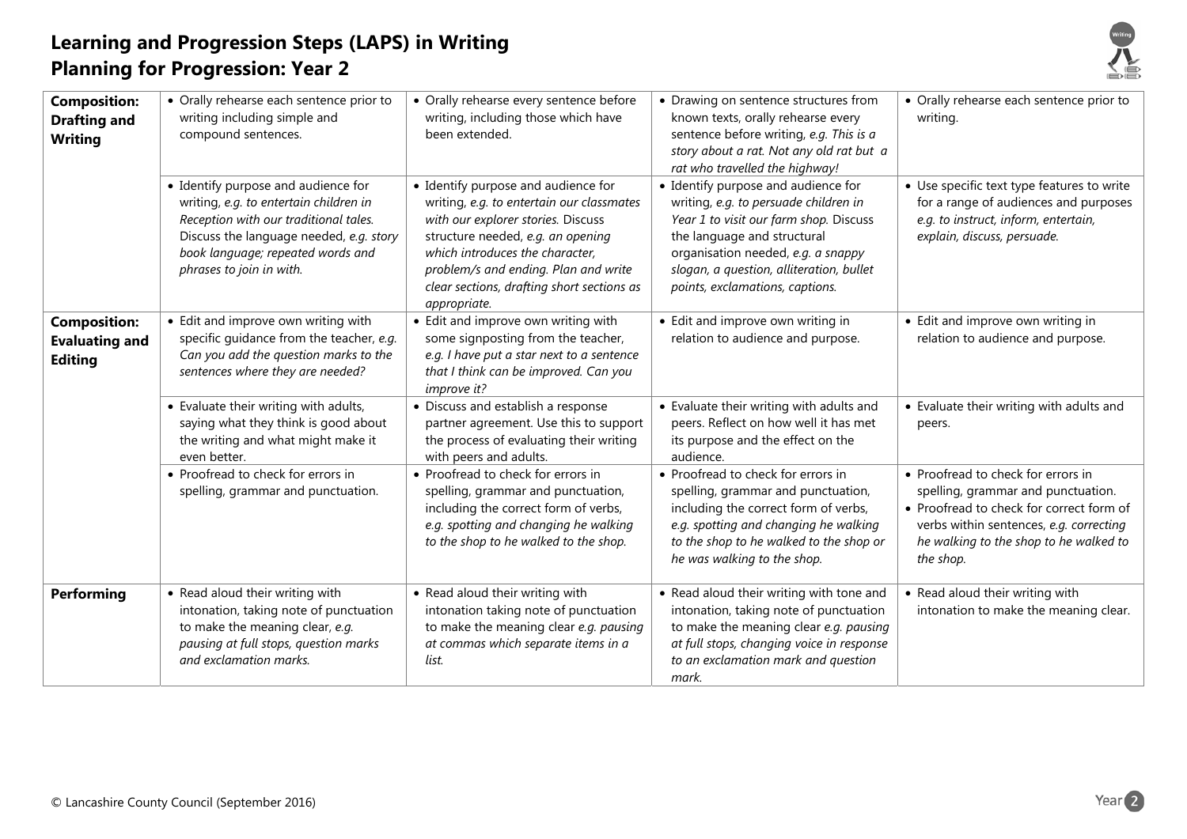# Learning and Progression Steps (LAPS) in Writing
## Planning for Progression: Year 2

| | | | | |
|---|---|---|---|---|
| **Composition: Drafting and Writing** | • Orally rehearse each sentence prior to writing including simple and compound sentences. | • Orally rehearse every sentence before writing, including those which have been extended. | • Drawing on sentence structures from known texts, orally rehearse every sentence before writing, *e.g. This is a story about a rat. Not any old rat but a rat who travelled the highway!* | • Orally rehearse each sentence prior to writing. |
| | • Identify purpose and audience for writing, *e.g. to entertain children in Reception with our traditional tales.* Discuss the language needed, *e.g. story book language; repeated words and phrases to join in with.* | • Identify purpose and audience for writing, *e.g. to entertain our classmates with our explorer stories.* Discuss structure needed, *e.g. an opening which introduces the character, problem/s and ending. Plan and write clear sections, drafting short sections as appropriate.* | • Identify purpose and audience for writing, *e.g. to persuade children in Year 1 to visit our farm shop.* Discuss the language and structural organisation needed, *e.g. a snappy slogan, a question, alliteration, bullet points, exclamations, captions.* | • Use specific text type features to write for a range of audiences and purposes *e.g. to instruct, inform, entertain, explain, discuss, persuade.* |
| **Composition: Evaluating and Editing** | • Edit and improve own writing with specific guidance from the teacher, *e.g. Can you add the question marks to the sentences where they are needed?* | • Edit and improve own writing with some signposting from the teacher, *e.g. I have put a star next to a sentence that I think can be improved. Can you improve it?* | • Edit and improve own writing in relation to audience and purpose. | • Edit and improve own writing in relation to audience and purpose. |
| | • Evaluate their writing with adults, saying what they think is good about the writing and what might make it even better. | • Discuss and establish a response partner agreement. Use this to support the process of evaluating their writing with peers and adults. | • Evaluate their writing with adults and peers. Reflect on how well it has met its purpose and the effect on the audience. | • Evaluate their writing with adults and peers. |
| | • Proofread to check for errors in spelling, grammar and punctuation. | • Proofread to check for errors in spelling, grammar and punctuation, including the correct form of verbs, *e.g. spotting and changing he walking to the shop to he walked to the shop.* | • Proofread to check for errors in spelling, grammar and punctuation, including the correct form of verbs, *e.g. spotting and changing he walking to the shop to he walked to the shop or he was walking to the shop.* | • Proofread to check for errors in spelling, grammar and punctuation.<br>• Proofread to check for correct form of verbs within sentences, *e.g. correcting he walking to the shop to he walked to the shop.* |
| **Performing** | • Read aloud their writing with intonation, taking note of punctuation to make the meaning clear, *e.g. pausing at full stops, question marks and exclamation marks.* | • Read aloud their writing with intonation taking note of punctuation to make the meaning clear *e.g. pausing at commas which separate items in a list.* | • Read aloud their writing with tone and intonation, taking note of punctuation to make the meaning clear *e.g. pausing at full stops, changing voice in response to an exclamation mark and question mark.* | • Read aloud their writing with intonation to make the meaning clear. |

© Lancashire County Council (September 2016)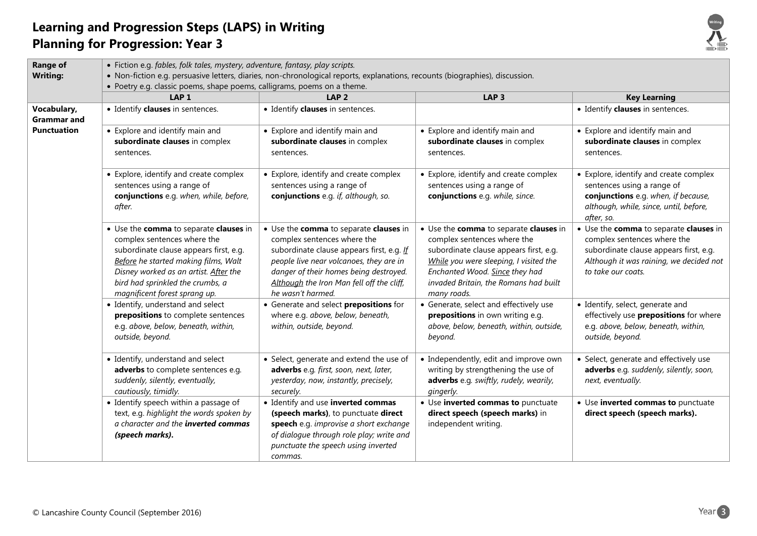# Learning and Progression Steps (LAPS) in Writing
# Planning for Progression: Year 3

| **Range of Writing:** | • Fiction e.g. *fables, folk tales, mystery, adventure, fantasy, play scripts.*<br>• Non-fiction e.g. persuasive letters, diaries, non-chronological reports, explanations, recounts (biographies), discussion.<br>• Poetry e.g. classic poems, shape poems, calligrams, poems on a theme. | | | |
|---|---|---|---|---|
| | **LAP 1** | **LAP 2** | **LAP 3** | **Key Learning** |
| **Vocabulary, Grammar and Punctuation** | • Identify **clauses** in sentences. | • Identify **clauses** in sentences. | | • Identify **clauses** in sentences. |
| | • Explore and identify main and **subordinate clauses** in complex sentences. | • Explore and identify main and **subordinate clauses** in complex sentences. | • Explore and identify main and **subordinate clauses** in complex sentences. | • Explore and identify main and **subordinate clauses** in complex sentences. |
| | • Explore, identify and create complex sentences using a range of **conjunctions** e.g. *when, while, before, after.* | • Explore, identify and create complex sentences using a range of **conjunctions** e.g. *if, although, so.* | • Explore, identify and create complex sentences using a range of **conjunctions** e.g. *while, since.* | • Explore, identify and create complex sentences using a range of **conjunctions** e.g. *when, if because, although, while, since, until, before, after, so.* |
| | • Use the **comma** to separate **clauses** in complex sentences where the subordinate clause appears first, e.g. *Before he started making films, Walt Disney worked as an artist. After the bird had sprinkled the crumbs, a magnificent forest sprang up.* | • Use the **comma** to separate **clauses** in complex sentences where the subordinate clause appears first, e.g. *If people live near volcanoes, they are in danger of their homes being destroyed. Although the Iron Man fell off the cliff, he wasn't harmed.* | • Use the **comma** to separate **clauses** in complex sentences where the subordinate clause appears first, e.g. *While you were sleeping, I visited the Enchanted Wood. Since they had invaded Britain, the Romans had built many roads.* | • Use the **comma** to separate **clauses** in complex sentences where the subordinate clause appears first, e.g. *Although it was raining, we decided not to take our coats.* |
| | • Identify, understand and select **prepositions** to complete sentences e.g. *above, below, beneath, within, outside, beyond.* | • Generate and select **prepositions** for where e.g. *above, below, beneath, within, outside, beyond.* | • Generate, select and effectively use **prepositions** in own writing e.g. *above, below, beneath, within, outside, beyond.* | • Identify, select, generate and effectively use **prepositions** for where e.g. *above, below, beneath, within, outside, beyond.* |
| | • Identify, understand and select **adverbs** to complete sentences e.g. *suddenly, silently, eventually, cautiously, timidly.* | • Select, generate and extend the use of **adverbs** e.g. *first, soon, next, later, yesterday, now, instantly, precisely, securely.* | • Independently, edit and improve own writing by strengthening the use of **adverbs** e.g. *swiftly, rudely, wearily, gingerly.* | • Select, generate and effectively use **adverbs** e.g. *suddenly, silently, soon, next, eventually.* |
| | • Identify speech within a passage of text, e.g. *highlight the words spoken by a character and the **inverted commas (speech marks).*** | • Identify and use **inverted commas (speech marks)**, to punctuate **direct speech** e.g. *improvise a short exchange of dialogue through role play; write and punctuate the speech using inverted commas.* | • Use **inverted commas to** punctuate **direct speech (speech marks)** in independent writing. | • Use **inverted commas to** punctuate **direct speech (speech marks).** |

© Lancashire County Council (September 2016)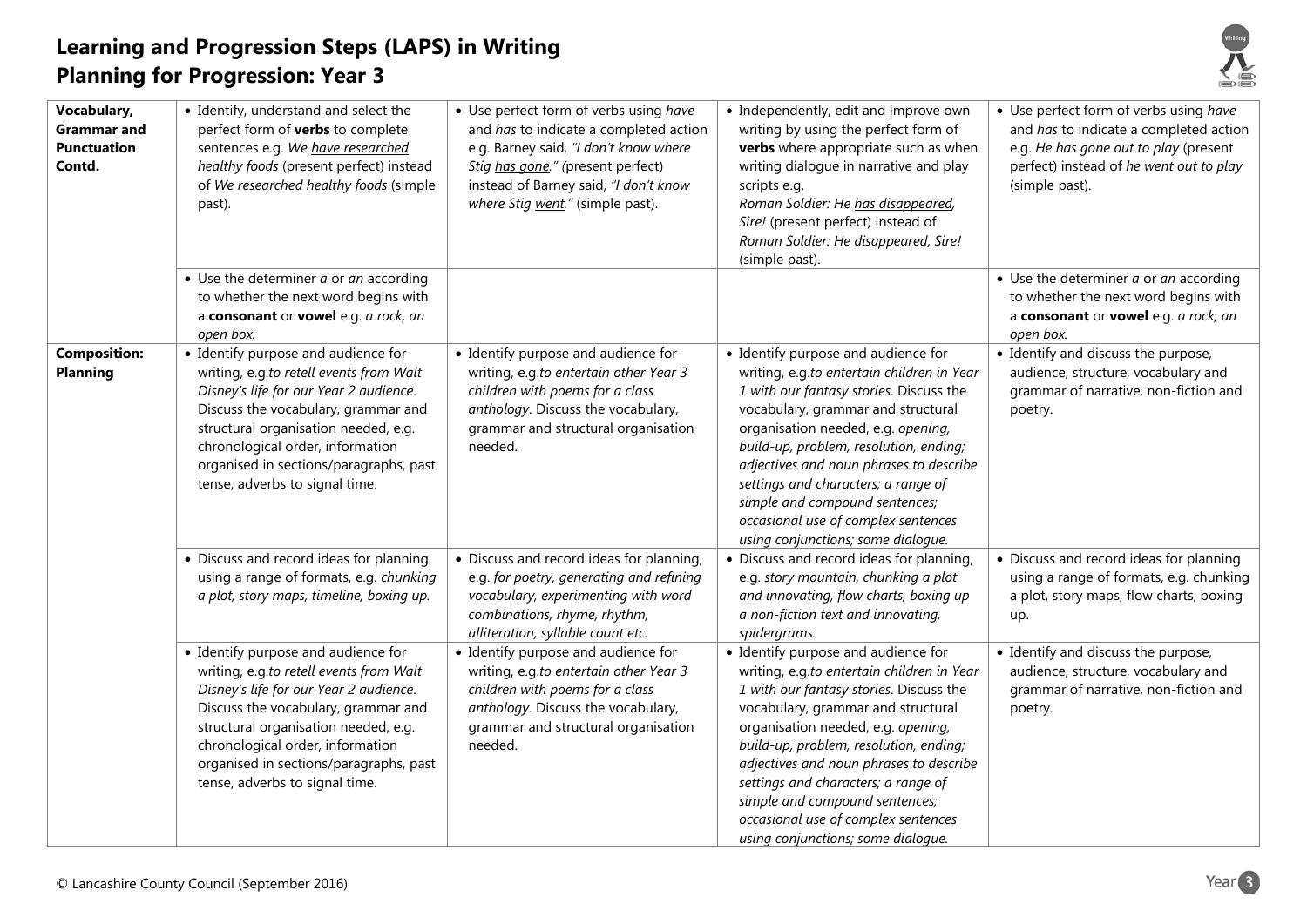# Learning and Progression Steps (LAPS) in Writing
## Planning for Progression: Year 3

| | | | | |
|---|---|---|---|---|
| **Vocabulary, Grammar and Punctuation Contd.** | • Identify, understand and select the perfect form of **verbs** to complete sentences e.g. *We have researched healthy foods* (present perfect) instead of *We researched healthy foods* (simple past). | • Use perfect form of verbs using *have* and *has* to indicate a completed action e.g. Barney said, *"I don't know where Stig has gone." (*present perfect) instead of Barney said, *"I don't know where Stig went."* (simple past). | • Independently, edit and improve own writing by using the perfect form of **verbs** where appropriate such as when writing dialogue in narrative and play scripts e.g. *Roman Soldier: He has disappeared, Sire!* (present perfect) instead of *Roman Soldier: He disappeared, Sire!* (simple past). | • Use perfect form of verbs using *have* and *has* to indicate a completed action e.g. *He has gone out to play* (present perfect) instead of *he went out to play* (simple past). |
| | • Use the determiner *a* or *an* according to whether the next word begins with a **consonant** or **vowel** e.g. *a rock, an open box.* | | | • Use the determiner *a* or *an* according to whether the next word begins with a **consonant** or **vowel** e.g. *a rock, an open box.* |
| **Composition: Planning** | • Identify purpose and audience for writing, e.g.*to retell events from Walt Disney's life for our Year 2 audience*. Discuss the vocabulary, grammar and structural organisation needed, e.g. chronological order, information organised in sections/paragraphs, past tense, adverbs to signal time. | • Identify purpose and audience for writing, e.g.*to entertain other Year 3 children with poems for a class anthology*. Discuss the vocabulary, grammar and structural organisation needed. | • Identify purpose and audience for writing, e.g.*to entertain children in Year 1 with our fantasy stories*. Discuss the vocabulary, grammar and structural organisation needed, e.g. *opening, build-up, problem, resolution, ending; adjectives and noun phrases to describe settings and characters; a range of simple and compound sentences; occasional use of complex sentences using conjunctions; some dialogue.* | • Identify and discuss the purpose, audience, structure, vocabulary and grammar of narrative, non-fiction and poetry. |
| | • Discuss and record ideas for planning using a range of formats, e.g. *chunking a plot, story maps, timeline, boxing up.* | • Discuss and record ideas for planning, e.g. *for poetry, generating and refining vocabulary, experimenting with word combinations, rhyme, rhythm, alliteration, syllable count etc.* | • Discuss and record ideas for planning, e.g. *story mountain, chunking a plot and innovating, flow charts, boxing up a non-fiction text and innovating, spidergrams.* | • Discuss and record ideas for planning using a range of formats, e.g. chunking a plot, story maps, flow charts, boxing up. |
| | • Identify purpose and audience for writing, e.g.*to retell events from Walt Disney's life for our Year 2 audience*. Discuss the vocabulary, grammar and structural organisation needed, e.g. chronological order, information organised in sections/paragraphs, past tense, adverbs to signal time. | • Identify purpose and audience for writing, e.g.*to entertain other Year 3 children with poems for a class anthology*. Discuss the vocabulary, grammar and structural organisation needed. | • Identify purpose and audience for writing, e.g.*to entertain children in Year 1 with our fantasy stories*. Discuss the vocabulary, grammar and structural organisation needed, e.g. *opening, build-up, problem, resolution, ending; adjectives and noun phrases to describe settings and characters; a range of simple and compound sentences; occasional use of complex sentences using conjunctions; some dialogue.* | • Identify and discuss the purpose, audience, structure, vocabulary and grammar of narrative, non-fiction and poetry. |

© Lancashire County Council (September 2016)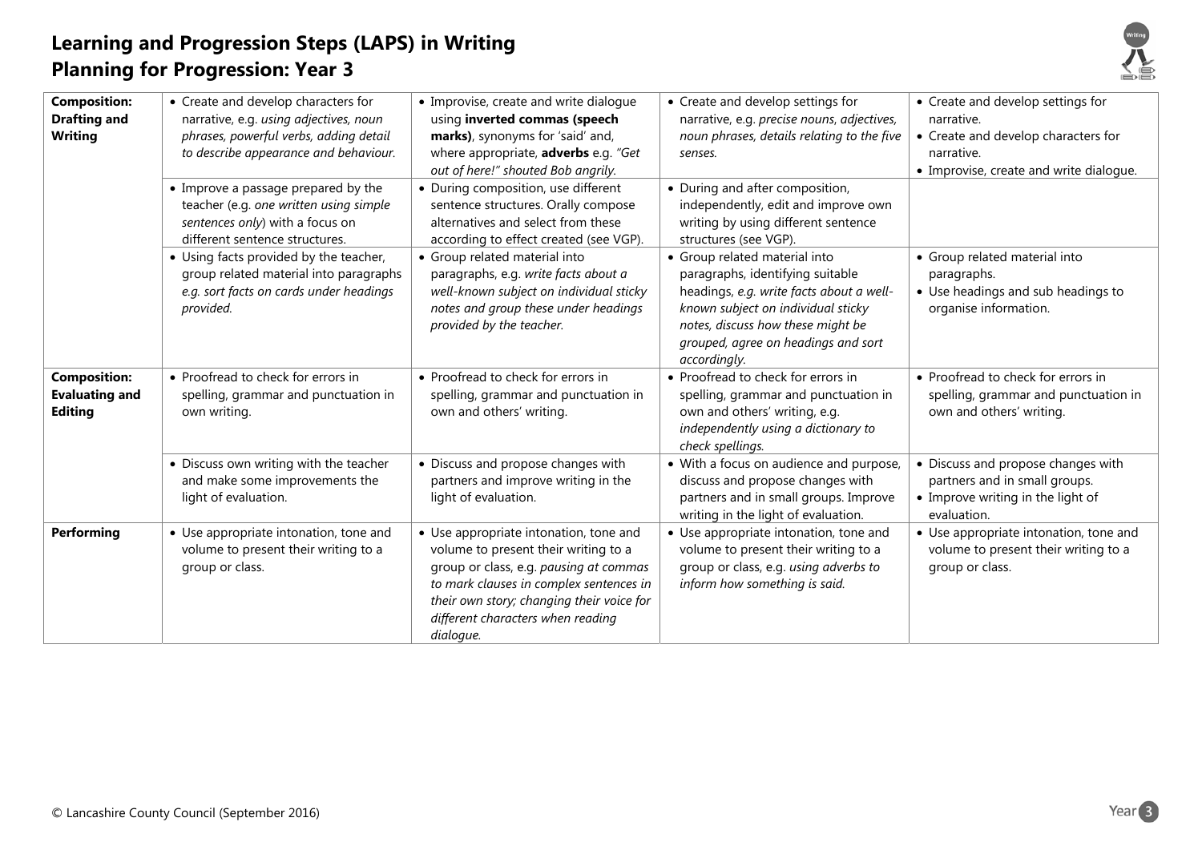# Learning and Progression Steps (LAPS) in Writing
## Planning for Progression: Year 3

| | | | | |
|---|---|---|---|---|
| **Composition: Drafting and Writing** | • Create and develop characters for narrative, e.g. *using adjectives, noun phrases, powerful verbs, adding detail to describe appearance and behaviour.* | • Improvise, create and write dialogue using **inverted commas (speech marks)**, synonyms for 'said' and, where appropriate, **adverbs** e.g. *"Get out of here!" shouted Bob angrily.* | • Create and develop settings for narrative, e.g. *precise nouns, adjectives, noun phrases, details relating to the five senses.* | • Create and develop settings for narrative.<br>• Create and develop characters for narrative.<br>• Improvise, create and write dialogue. |
| | • Improve a passage prepared by the teacher (e.g. *one written using simple sentences only*) with a focus on different sentence structures. | • During composition, use different sentence structures. Orally compose alternatives and select from these according to effect created (see VGP). | • During and after composition, independently, edit and improve own writing by using different sentence structures (see VGP). | |
| | • Using facts provided by the teacher, group related material into paragraphs *e.g. sort facts on cards under headings provided.* | • Group related material into paragraphs, e.g. *write facts about a well-known subject on individual sticky notes and group these under headings provided by the teacher.* | • Group related material into paragraphs, identifying suitable headings, *e.g. write facts about a well-known subject on individual sticky notes, discuss how these might be grouped, agree on headings and sort accordingly.* | • Group related material into paragraphs.<br>• Use headings and sub headings to organise information. |
| **Composition: Evaluating and Editing** | • Proofread to check for errors in spelling, grammar and punctuation in own writing. | • Proofread to check for errors in spelling, grammar and punctuation in own and others' writing. | • Proofread to check for errors in spelling, grammar and punctuation in own and others' writing, e.g. *independently using a dictionary to check spellings.* | • Proofread to check for errors in spelling, grammar and punctuation in own and others' writing. |
| | • Discuss own writing with the teacher and make some improvements the light of evaluation. | • Discuss and propose changes with partners and improve writing in the light of evaluation. | • With a focus on audience and purpose, discuss and propose changes with partners and in small groups. Improve writing in the light of evaluation. | • Discuss and propose changes with partners and in small groups.<br>• Improve writing in the light of evaluation. |
| **Performing** | • Use appropriate intonation, tone and volume to present their writing to a group or class. | • Use appropriate intonation, tone and volume to present their writing to a group or class, e.g. *pausing at commas to mark clauses in complex sentences in their own story; changing their voice for different characters when reading dialogue.* | • Use appropriate intonation, tone and volume to present their writing to a group or class, e.g. *using adverbs to inform how something is said.* | • Use appropriate intonation, tone and volume to present their writing to a group or class. |

© Lancashire County Council (September 2016)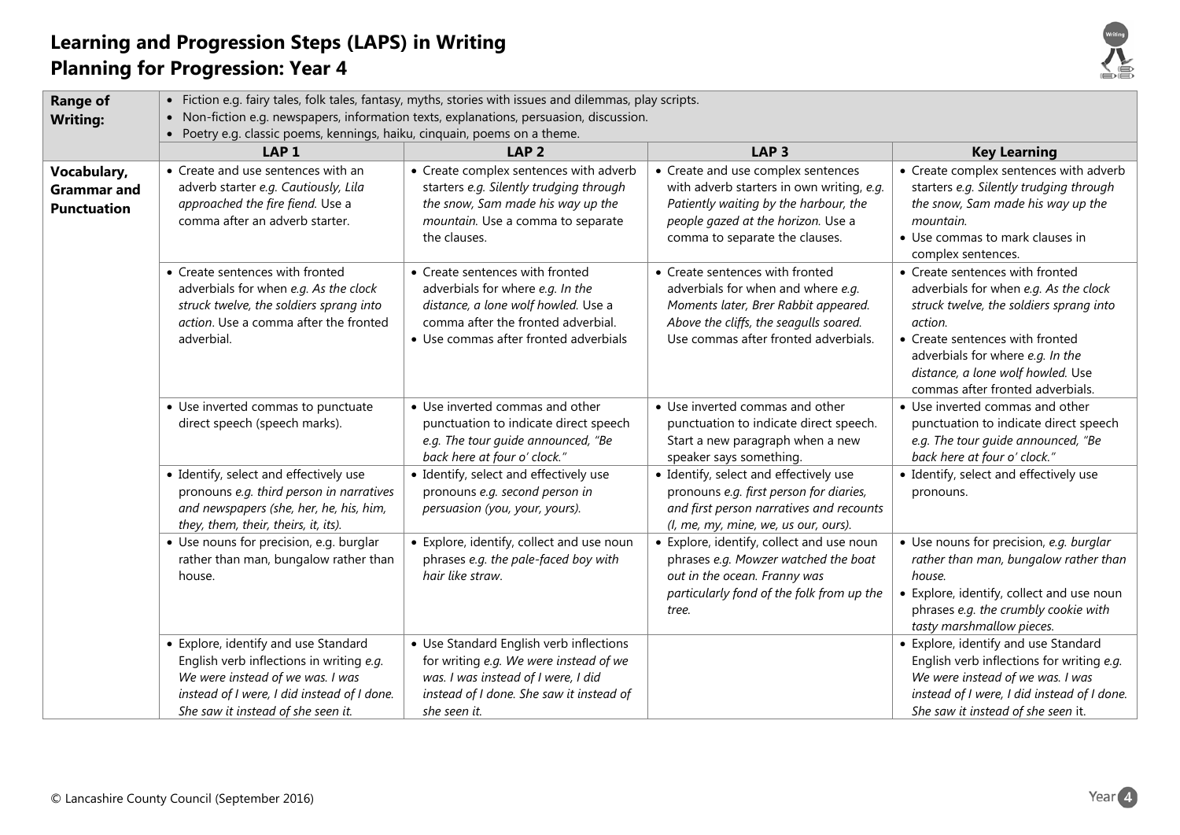# Learning and Progression Steps (LAPS) in Writing
# Planning for Progression: Year 4

| **Range of Writing:** | • Fiction e.g. fairy tales, folk tales, fantasy, myths, stories with issues and dilemmas, play scripts.<br>• Non-fiction e.g. newspapers, information texts, explanations, persuasion, discussion.<br>• Poetry e.g. classic poems, kennings, haiku, cinquain, poems on a theme. | | | |
|---|---|---|---|---|
| | **LAP 1** | **LAP 2** | **LAP 3** | **Key Learning** |
| **Vocabulary, Grammar and Punctuation** | • Create and use sentences with an adverb starter *e.g. Cautiously, Lila approached the fire fiend.* Use a comma after an adverb starter. | • Create complex sentences with adverb starters *e.g. Silently trudging through the snow, Sam made his way up the mountain.* Use a comma to separate the clauses. | • Create and use complex sentences with adverb starters in own writing, *e.g. Patiently waiting by the harbour, the people gazed at the horizon.* Use a comma to separate the clauses. | • Create complex sentences with adverb starters *e.g. Silently trudging through the snow, Sam made his way up the mountain.*<br>• Use commas to mark clauses in complex sentences. |
| | • Create sentences with fronted adverbials for when *e.g. As the clock struck twelve, the soldiers sprang into action*. Use a comma after the fronted adverbial. | • Create sentences with fronted adverbials for where *e.g. In the distance, a lone wolf howled.* Use a comma after the fronted adverbial.<br>• Use commas after fronted adverbials | • Create sentences with fronted adverbials for when and where *e.g. Moments later, Brer Rabbit appeared. Above the cliffs, the seagulls soared.* Use commas after fronted adverbials. | • Create sentences with fronted adverbials for when *e.g. As the clock struck twelve, the soldiers sprang into action.*<br>• Create sentences with fronted adverbials for where *e.g. In the distance, a lone wolf howled.* Use commas after fronted adverbials. |
| | • Use inverted commas to punctuate direct speech (speech marks). | • Use inverted commas and other punctuation to indicate direct speech *e.g. The tour guide announced, "Be back here at four o' clock."* | • Use inverted commas and other punctuation to indicate direct speech. Start a new paragraph when a new speaker says something. | • Use inverted commas and other punctuation to indicate direct speech *e.g. The tour guide announced, "Be back here at four o' clock."* |
| | • Identify, select and effectively use pronouns *e.g. third person in narratives and newspapers (she, her, he, his, him, they, them, their, theirs, it, its).* | • Identify, select and effectively use pronouns *e.g. second person in persuasion (you, your, yours).* | • Identify, select and effectively use pronouns *e.g. first person for diaries, and first person narratives and recounts (I, me, my, mine, we, us our, ours).* | • Identify, select and effectively use pronouns. |
| | • Use nouns for precision, e.g. burglar rather than man, bungalow rather than house. | • Explore, identify, collect and use noun phrases *e.g. the pale-faced boy with hair like straw*. | • Explore, identify, collect and use noun phrases *e.g. Mowzer watched the boat out in the ocean. Franny was particularly fond of the folk from up the tree.* | • Use nouns for precision, *e.g. burglar rather than man, bungalow rather than house.*<br>• Explore, identify, collect and use noun phrases *e.g. the crumbly cookie with tasty marshmallow pieces.* |
| | • Explore, identify and use Standard English verb inflections in writing *e.g. We were instead of we was. I was instead of I were, I did instead of I done. She saw it instead of she seen it.* | • Use Standard English verb inflections for writing *e.g. We were instead of we was. I was instead of I were, I did instead of I done. She saw it instead of she seen it.* | | • Explore, identify and use Standard English verb inflections for writing *e.g. We were instead of we was. I was instead of I were, I did instead of I done. She saw it instead of she seen* it. |

© Lancashire County Council (September 2016)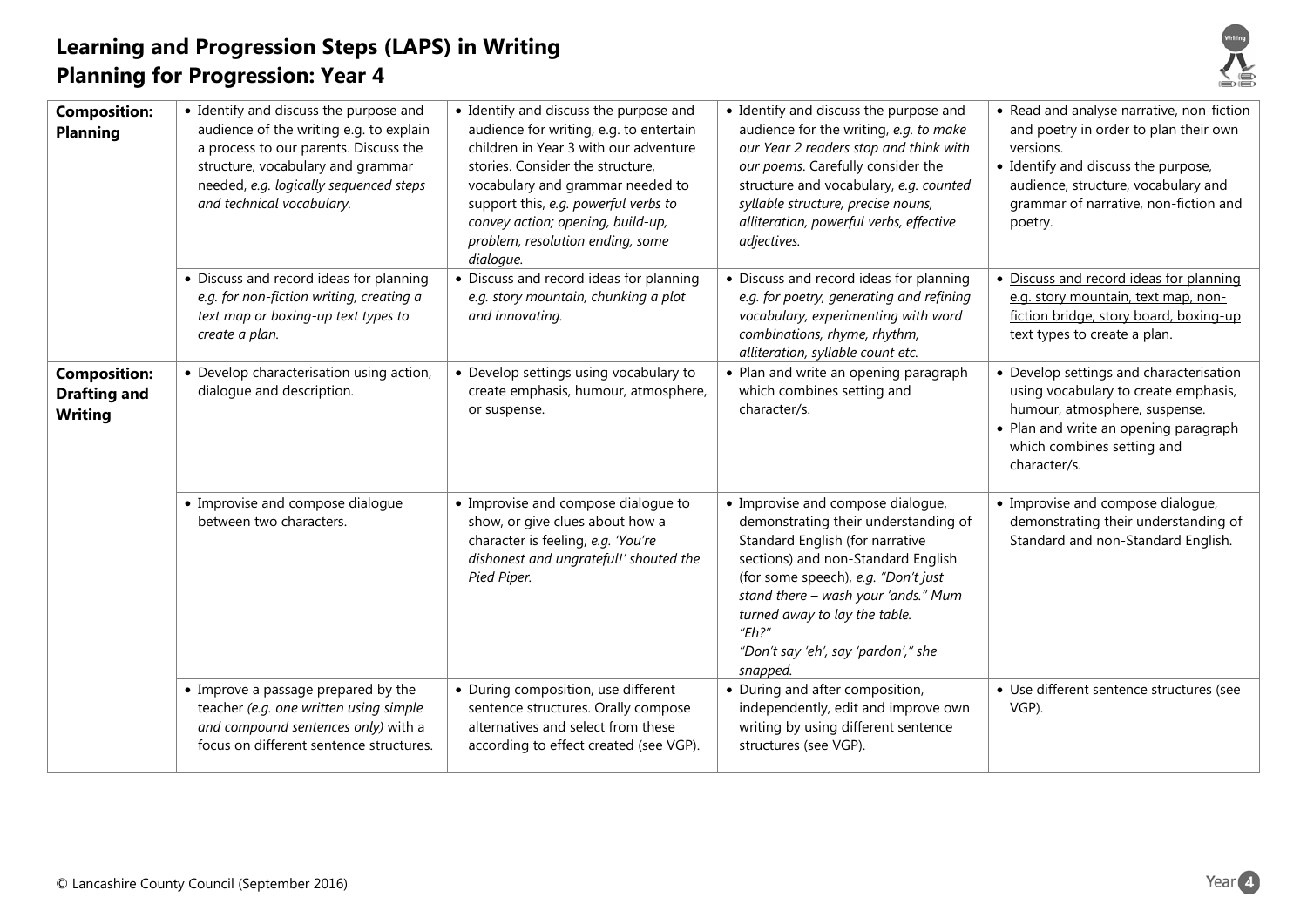# Learning and Progression Steps (LAPS) in Writing
# Planning for Progression: Year 4

| | | | | |
|---|---|---|---|---|
| **Composition: Planning** | • Identify and discuss the purpose and audience of the writing e.g. to explain a process to our parents. Discuss the structure, vocabulary and grammar needed, *e.g. logically sequenced steps and technical vocabulary.* | • Identify and discuss the purpose and audience for writing, e.g. to entertain children in Year 3 with our adventure stories. Consider the structure, vocabulary and grammar needed to support this, *e.g. powerful verbs to convey action; opening, build-up, problem, resolution ending, some dialogue.* | • Identify and discuss the purpose and audience for the writing, *e.g. to make our Year 2 readers stop and think with our poems*. Carefully consider the structure and vocabulary, *e.g. counted syllable structure, precise nouns, alliteration, powerful verbs, effective adjectives.* | • Read and analyse narrative, non-fiction and poetry in order to plan their own versions.<br>• Identify and discuss the purpose, audience, structure, vocabulary and grammar of narrative, non-fiction and poetry. |
| | • Discuss and record ideas for planning *e.g. for non-fiction writing, creating a text map or boxing-up text types to create a plan.* | • Discuss and record ideas for planning *e.g. story mountain, chunking a plot and innovating.* | • Discuss and record ideas for planning *e.g. for poetry, generating and refining vocabulary, experimenting with word combinations, rhyme, rhythm, alliteration, syllable count etc.* | • <u>Discuss and record ideas for planning e.g. story mountain, text map, non-fiction bridge, story board, boxing-up text types to create a plan.</u> |
| **Composition: Drafting and Writing** | • Develop characterisation using action, dialogue and description. | • Develop settings using vocabulary to create emphasis, humour, atmosphere, or suspense. | • Plan and write an opening paragraph which combines setting and character/s. | • Develop settings and characterisation using vocabulary to create emphasis, humour, atmosphere, suspense.<br>• Plan and write an opening paragraph which combines setting and character/s. |
| | • Improvise and compose dialogue between two characters. | • Improvise and compose dialogue to show, or give clues about how a character is feeling, *e.g. 'You're dishonest and ungrateful!' shouted the Pied Piper.* | • Improvise and compose dialogue, demonstrating their understanding of Standard English (for narrative sections) and non-Standard English (for some speech), *e.g. "Don't just stand there – wash your 'ands." Mum turned away to lay the table. "Eh?" "Don't say 'eh', say 'pardon'," she snapped.* | • Improvise and compose dialogue, demonstrating their understanding of Standard and non-Standard English. |
| | • Improve a passage prepared by the teacher *(e.g. one written using simple and compound sentences only)* with a focus on different sentence structures. | • During composition, use different sentence structures. Orally compose alternatives and select from these according to effect created (see VGP). | • During and after composition, independently, edit and improve own writing by using different sentence structures (see VGP). | • Use different sentence structures (see VGP). |

© Lancashire County Council (September 2016)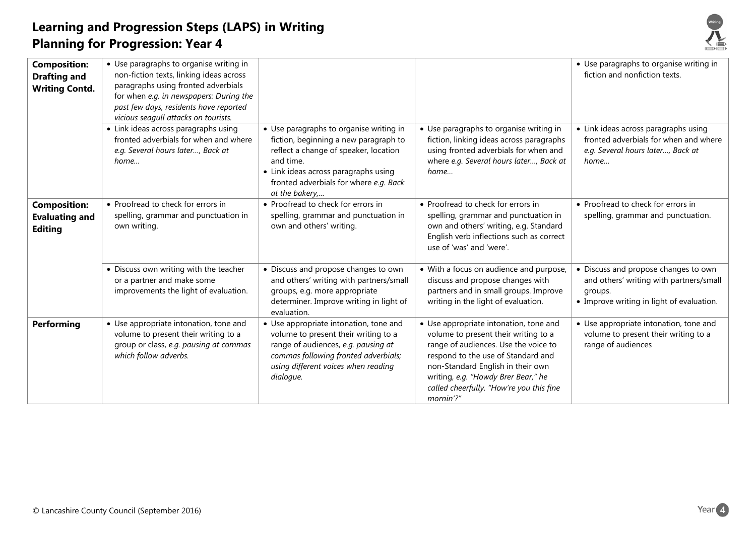# Learning and Progression Steps (LAPS) in Writing
## Planning for Progression: Year 4

| | | | | |
|---|---|---|---|---|
| **Composition: Drafting and Writing Contd.** | • Use paragraphs to organise writing in non-fiction texts, linking ideas across paragraphs using fronted adverbials for when *e.g. in newspapers: During the past few days, residents have reported vicious seagull attacks on tourists.* | | | • Use paragraphs to organise writing in fiction and nonfiction texts. |
| | • Link ideas across paragraphs using fronted adverbials for when and where *e.g. Several hours later…, Back at home…* | • Use paragraphs to organise writing in fiction, beginning a new paragraph to reflect a change of speaker, location and time.<br>• Link ideas across paragraphs using fronted adverbials for where *e.g. Back at the bakery,…* | • Use paragraphs to organise writing in fiction, linking ideas across paragraphs using fronted adverbials for when and where *e.g. Several hours later…, Back at home…* | • Link ideas across paragraphs using fronted adverbials for when and where *e.g. Several hours later…, Back at home…* |
| **Composition: Evaluating and Editing** | • Proofread to check for errors in spelling, grammar and punctuation in own writing. | • Proofread to check for errors in spelling, grammar and punctuation in own and others' writing. | • Proofread to check for errors in spelling, grammar and punctuation in own and others' writing, e.g. Standard English verb inflections such as correct use of 'was' and 'were'. | • Proofread to check for errors in spelling, grammar and punctuation. |
| | • Discuss own writing with the teacher or a partner and make some improvements the light of evaluation. | • Discuss and propose changes to own and others' writing with partners/small groups, e.g. more appropriate determiner. Improve writing in light of evaluation. | • With a focus on audience and purpose, discuss and propose changes with partners and in small groups. Improve writing in the light of evaluation. | • Discuss and propose changes to own and others' writing with partners/small groups.<br>• Improve writing in light of evaluation. |
| **Performing** | • Use appropriate intonation, tone and volume to present their writing to a group or class, *e.g. pausing at commas which follow adverbs.* | • Use appropriate intonation, tone and volume to present their writing to a range of audiences, *e.g. pausing at commas following fronted adverbials; using different voices when reading dialogue.* | • Use appropriate intonation, tone and volume to present their writing to a range of audiences. Use the voice to respond to the use of Standard and non-Standard English in their own writing, *e.g. "Howdy Brer Bear," he called cheerfully. "How're you this fine mornin'?"* | • Use appropriate intonation, tone and volume to present their writing to a range of audiences |

© Lancashire County Council (September 2016)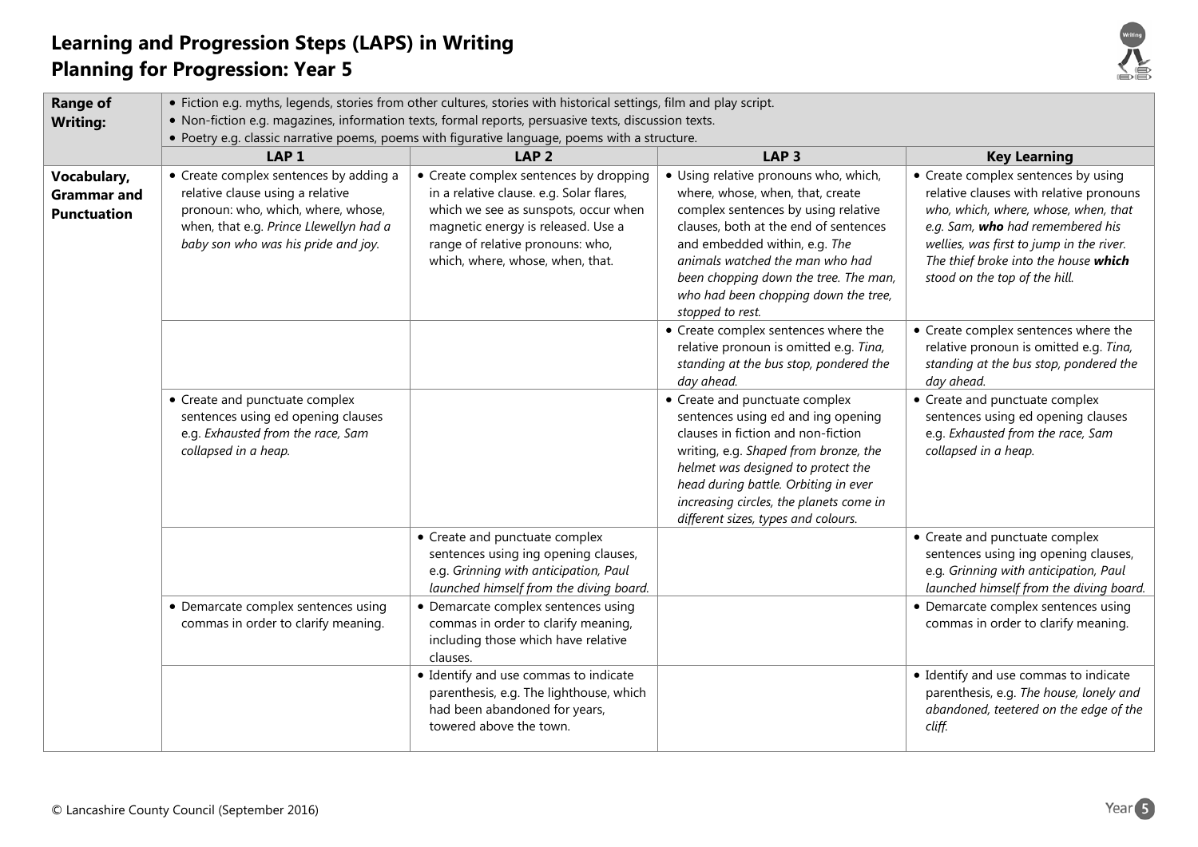# Learning and Progression Steps (LAPS) in Writing
## Planning for Progression: Year 5

| | | | | |
|---|---|---|---|---|
| **Range of Writing:** | • Fiction e.g. myths, legends, stories from other cultures, stories with historical settings, film and play script.<br>• Non-fiction e.g. magazines, information texts, formal reports, persuasive texts, discussion texts.<br>• Poetry e.g. classic narrative poems, poems with figurative language, poems with a structure. | | | |
| | **LAP 1** | **LAP 2** | **LAP 3** | **Key Learning** |
| **Vocabulary, Grammar and Punctuation** | • Create complex sentences by adding a relative clause using a relative pronoun: who, which, where, whose, when, that e.g. *Prince Llewellyn had a baby son who was his pride and joy.* | • Create complex sentences by dropping in a relative clause. e.g. Solar flares, which we see as sunspots, occur when magnetic energy is released. Use a range of relative pronouns: who, which, where, whose, when, that. | • Using relative pronouns who, which, where, whose, when, that, create complex sentences by using relative clauses, both at the end of sentences and embedded within, e.g. *The animals watched the man who had been chopping down the tree. The man, who had been chopping down the tree, stopped to rest.* | • Create complex sentences by using relative clauses with relative pronouns *who, which, where, whose, when, that e.g. Sam, **who** had remembered his wellies, was first to jump in the river. The thief broke into the house **which** stood on the top of the hill.* |
| | | | • Create complex sentences where the relative pronoun is omitted e.g. *Tina, standing at the bus stop, pondered the day ahead.* | • Create complex sentences where the relative pronoun is omitted e.g. *Tina, standing at the bus stop, pondered the day ahead.* |
| | • Create and punctuate complex sentences using ed opening clauses e.g. *Exhausted from the race, Sam collapsed in a heap.* | | • Create and punctuate complex sentences using ed and ing opening clauses in fiction and non-fiction writing, e.g. *Shaped from bronze, the helmet was designed to protect the head during battle. Orbiting in ever increasing circles, the planets come in different sizes, types and colours.* | • Create and punctuate complex sentences using ed opening clauses e.g. *Exhausted from the race, Sam collapsed in a heap.* |
| | | • Create and punctuate complex sentences using ing opening clauses, e.g. *Grinning with anticipation, Paul launched himself from the diving board.* | | • Create and punctuate complex sentences using ing opening clauses, e.g. *Grinning with anticipation, Paul launched himself from the diving board.* |
| | • Demarcate complex sentences using commas in order to clarify meaning. | • Demarcate complex sentences using commas in order to clarify meaning, including those which have relative clauses. | | • Demarcate complex sentences using commas in order to clarify meaning. |
| | | • Identify and use commas to indicate parenthesis, e.g. The lighthouse, which had been abandoned for years, towered above the town. | | • Identify and use commas to indicate parenthesis, e.g. *The house, lonely and abandoned, teetered on the edge of the cliff.* |

© Lancashire County Council (September 2016)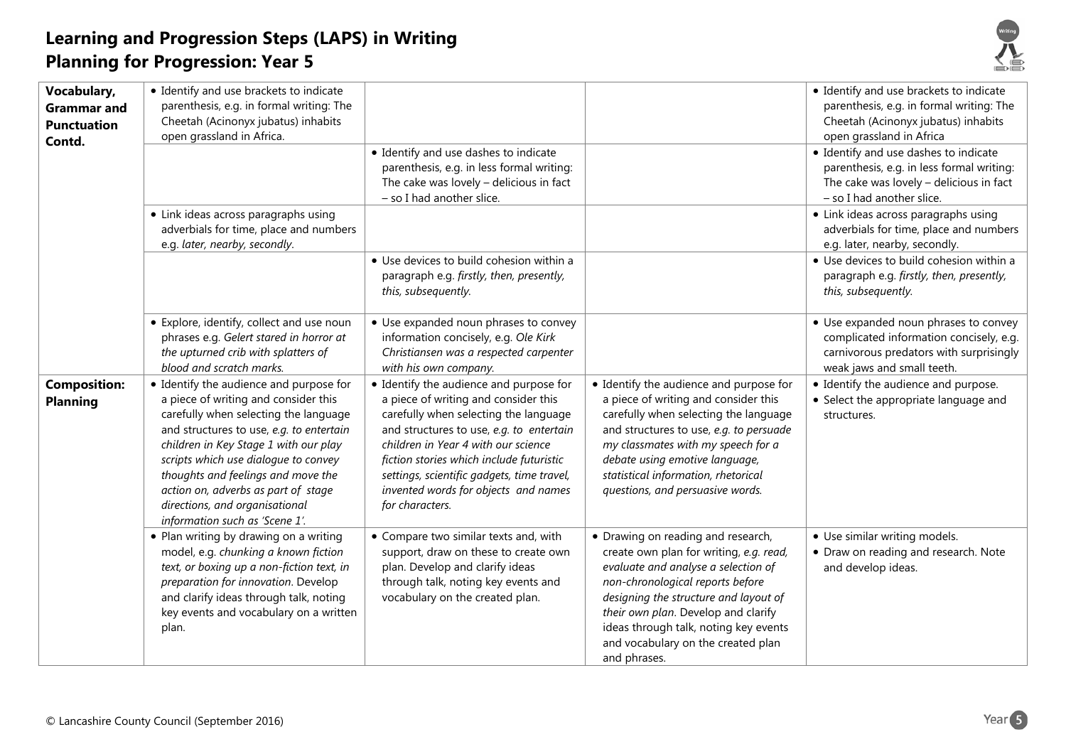# Learning and Progression Steps (LAPS) in Writing
## Planning for Progression: Year 5

| | | | | |
|---|---|---|---|---|
| **Vocabulary, Grammar and Punctuation Contd.** | • Identify and use brackets to indicate parenthesis, e.g. in formal writing: The Cheetah (Acinonyx jubatus) inhabits open grassland in Africa. | | | • Identify and use brackets to indicate parenthesis, e.g. in formal writing: The Cheetah (Acinonyx jubatus) inhabits open grassland in Africa |
| | | • Identify and use dashes to indicate parenthesis, e.g. in less formal writing: The cake was lovely – delicious in fact – so I had another slice. | | • Identify and use dashes to indicate parenthesis, e.g. in less formal writing: The cake was lovely – delicious in fact – so I had another slice. |
| | • Link ideas across paragraphs using adverbials for time, place and numbers e.g. *later, nearby, secondly*. | | | • Link ideas across paragraphs using adverbials for time, place and numbers e.g. later, nearby, secondly. |
| | | • Use devices to build cohesion within a paragraph e.g. *firstly, then, presently, this, subsequently.* | | • Use devices to build cohesion within a paragraph e.g. *firstly, then, presently, this, subsequently.* |
| | • Explore, identify, collect and use noun phrases e.g. *Gelert stared in horror at the upturned crib with splatters of blood and scratch marks.* | • Use expanded noun phrases to convey information concisely, e.g. *Ole Kirk Christiansen was a respected carpenter with his own company.* | | • Use expanded noun phrases to convey complicated information concisely, e.g. carnivorous predators with surprisingly weak jaws and small teeth. |
| **Composition: Planning** | • Identify the audience and purpose for a piece of writing and consider this carefully when selecting the language and structures to use, *e.g. to entertain children in Key Stage 1 with our play scripts which use dialogue to convey thoughts and feelings and move the action on, adverbs as part of stage directions, and organisational information such as 'Scene 1'.* | • Identify the audience and purpose for a piece of writing and consider this carefully when selecting the language and structures to use, *e.g. to entertain children in Year 4 with our science fiction stories which include futuristic settings, scientific gadgets, time travel, invented words for objects and names for characters.* | • Identify the audience and purpose for a piece of writing and consider this carefully when selecting the language and structures to use, *e.g. to persuade my classmates with my speech for a debate using emotive language, statistical information, rhetorical questions, and persuasive words.* | • Identify the audience and purpose.<br>• Select the appropriate language and structures. |
| | • Plan writing by drawing on a writing model, e.g. *chunking a known fiction text, or boxing up a non-fiction text, in preparation for innovation*. Develop and clarify ideas through talk, noting key events and vocabulary on a written plan. | • Compare two similar texts and, with support, draw on these to create own plan. Develop and clarify ideas through talk, noting key events and vocabulary on the created plan. | • Drawing on reading and research, create own plan for writing, *e.g. read, evaluate and analyse a selection of non-chronological reports before designing the structure and layout of their own plan*. Develop and clarify ideas through talk, noting key events and vocabulary on the created plan and phrases. | • Use similar writing models.<br>• Draw on reading and research. Note and develop ideas. |

© Lancashire County Council (September 2016)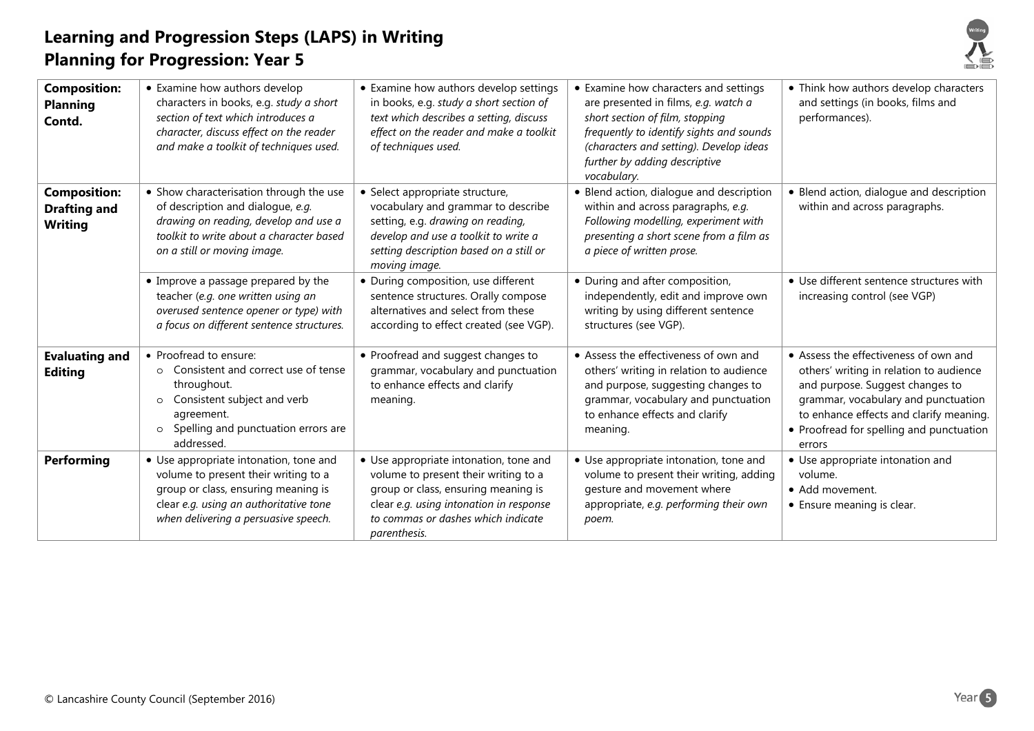# Learning and Progression Steps (LAPS) in Writing
## Planning for Progression: Year 5

| | | | | |
|---|---|---|---|---|
| **Composition: Planning Contd.** | • Examine how authors develop characters in books, e.g. *study a short section of text which introduces a character, discuss effect on the reader and make a toolkit of techniques used.* | • Examine how authors develop settings in books, e.g. *study a short section of text which describes a setting, discuss effect on the reader and make a toolkit of techniques used.* | • Examine how characters and settings are presented in films, *e.g. watch a short section of film, stopping frequently to identify sights and sounds (characters and setting). Develop ideas further by adding descriptive vocabulary.* | • Think how authors develop characters and settings (in books, films and performances). |
| **Composition: Drafting and Writing** | • Show characterisation through the use of description and dialogue, *e.g. drawing on reading, develop and use a toolkit to write about a character based on a still or moving image.* | • Select appropriate structure, vocabulary and grammar to describe setting, e.g. *drawing on reading, develop and use a toolkit to write a setting description based on a still or moving image.* | • Blend action, dialogue and description within and across paragraphs, *e.g. Following modelling, experiment with presenting a short scene from a film as a piece of written prose.* | • Blend action, dialogue and description within and across paragraphs. |
| | • Improve a passage prepared by the teacher (*e.g. one written using an overused sentence opener or type) with a focus on different sentence structures.* | • During composition, use different sentence structures. Orally compose alternatives and select from these according to effect created (see VGP). | • During and after composition, independently, edit and improve own writing by using different sentence structures (see VGP). | • Use different sentence structures with increasing control (see VGP) |
| **Evaluating and Editing** | • Proofread to ensure:<br>○ Consistent and correct use of tense throughout.<br>○ Consistent subject and verb agreement.<br>○ Spelling and punctuation errors are addressed. | • Proofread and suggest changes to grammar, vocabulary and punctuation to enhance effects and clarify meaning. | • Assess the effectiveness of own and others' writing in relation to audience and purpose, suggesting changes to grammar, vocabulary and punctuation to enhance effects and clarify meaning. | • Assess the effectiveness of own and others' writing in relation to audience and purpose. Suggest changes to grammar, vocabulary and punctuation to enhance effects and clarify meaning.<br>• Proofread for spelling and punctuation errors |
| **Performing** | • Use appropriate intonation, tone and volume to present their writing to a group or class, ensuring meaning is clear *e.g. using an authoritative tone when delivering a persuasive speech.* | • Use appropriate intonation, tone and volume to present their writing to a group or class, ensuring meaning is clear *e.g. using intonation in response to commas or dashes which indicate parenthesis.* | • Use appropriate intonation, tone and volume to present their writing, adding gesture and movement where appropriate, *e.g. performing their own poem.* | • Use appropriate intonation and volume.<br>• Add movement.<br>• Ensure meaning is clear. |

© Lancashire County Council (September 2016)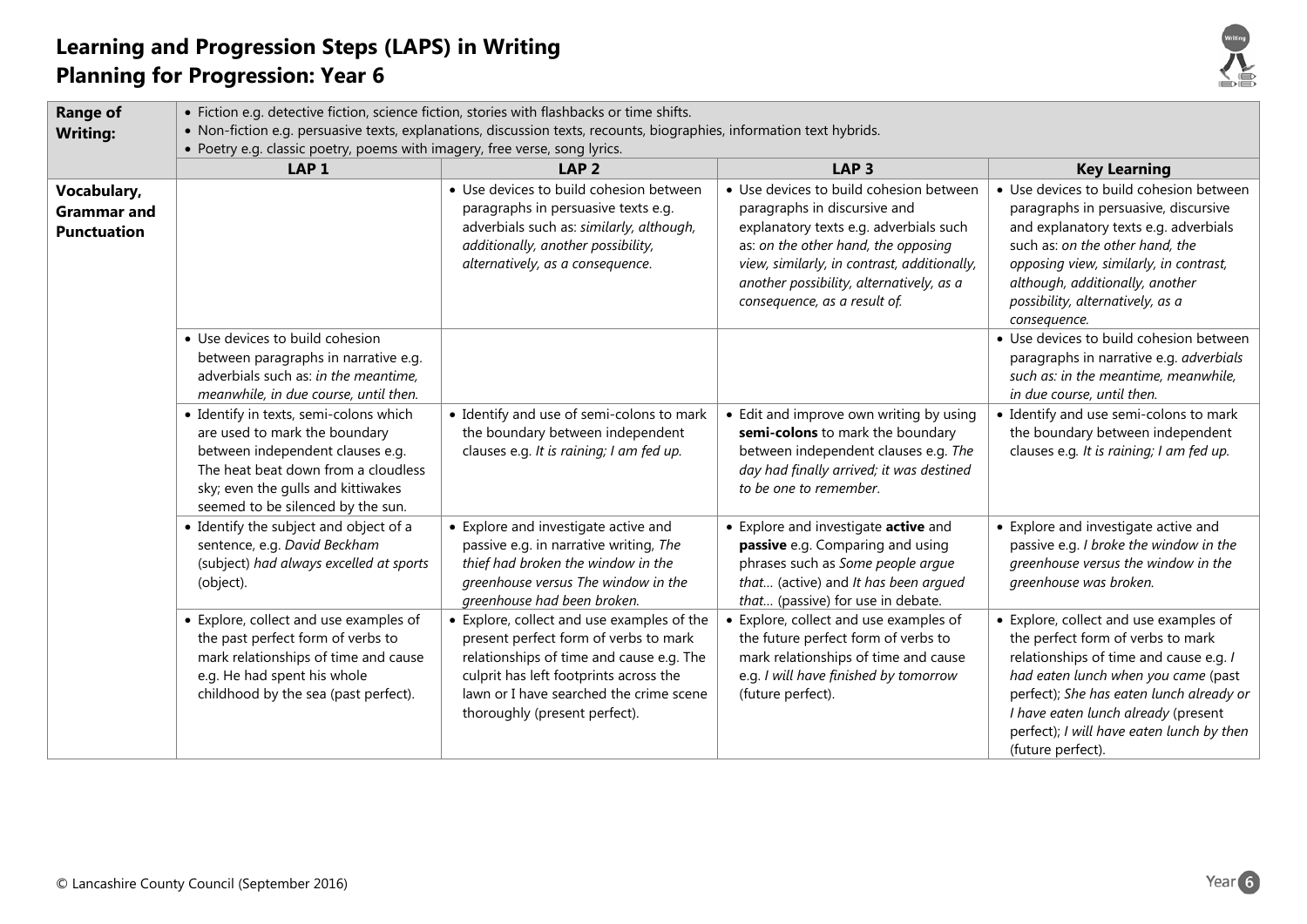# Learning and Progression Steps (LAPS) in Writing
## Planning for Progression: Year 6

| Range of Writing: | • Fiction e.g. detective fiction, science fiction, stories with flashbacks or time shifts.<br>• Non-fiction e.g. persuasive texts, explanations, discussion texts, recounts, biographies, information text hybrids.<br>• Poetry e.g. classic poetry, poems with imagery, free verse, song lyrics. | | | |
|---|---|---|---|---|
| | **LAP 1** | **LAP 2** | **LAP 3** | **Key Learning** |
| **Vocabulary, Grammar and Punctuation** | | • Use devices to build cohesion between paragraphs in persuasive texts e.g. adverbials such as: *similarly, although, additionally, another possibility, alternatively, as a consequence.* | • Use devices to build cohesion between paragraphs in discursive and explanatory texts e.g. adverbials such as: *on the other hand, the opposing view, similarly, in contrast, additionally, another possibility, alternatively, as a consequence, as a result of.* | • Use devices to build cohesion between paragraphs in persuasive, discursive and explanatory texts e.g. adverbials such as: *on the other hand, the opposing view, similarly, in contrast, although, additionally, another possibility, alternatively, as a consequence.* |
| | • Use devices to build cohesion between paragraphs in narrative e.g. adverbials such as: *in the meantime, meanwhile, in due course, until then.* | | | • Use devices to build cohesion between paragraphs in narrative e.g. *adverbials such as: in the meantime, meanwhile, in due course, until then.* |
| | • Identify in texts, semi-colons which are used to mark the boundary between independent clauses e.g. The heat beat down from a cloudless sky; even the gulls and kittiwakes seemed to be silenced by the sun. | • Identify and use of semi-colons to mark the boundary between independent clauses e.g. *It is raining; I am fed up.* | • Edit and improve own writing by using **semi-colons** to mark the boundary between independent clauses e.g. *The day had finally arrived; it was destined to be one to remember.* | • Identify and use semi-colons to mark the boundary between independent clauses e.g. *It is raining; I am fed up.* |
| | • Identify the subject and object of a sentence, e.g. *David Beckham* (subject) *had always excelled at sports* (object). | • Explore and investigate active and passive e.g. in narrative writing, *The thief had broken the window in the greenhouse versus The window in the greenhouse had been broken.* | • Explore and investigate **active** and **passive** e.g. Comparing and using phrases such as *Some people argue that…* (active) and *It has been argued that…* (passive) for use in debate. | • Explore and investigate active and passive e.g. *I broke the window in the greenhouse versus the window in the greenhouse was broken.* |
| | • Explore, collect and use examples of the past perfect form of verbs to mark relationships of time and cause e.g. He had spent his whole childhood by the sea (past perfect). | • Explore, collect and use examples of the present perfect form of verbs to mark relationships of time and cause e.g. The culprit has left footprints across the lawn or I have searched the crime scene thoroughly (present perfect). | • Explore, collect and use examples of the future perfect form of verbs to mark relationships of time and cause e.g. *I will have finished by tomorrow* (future perfect). | • Explore, collect and use examples of the perfect form of verbs to mark relationships of time and cause e.g. *I had eaten lunch when you came* (past perfect); *She has eaten lunch already or I have eaten lunch already* (present perfect); *I will have eaten lunch by then* (future perfect). |

© Lancashire County Council (September 2016)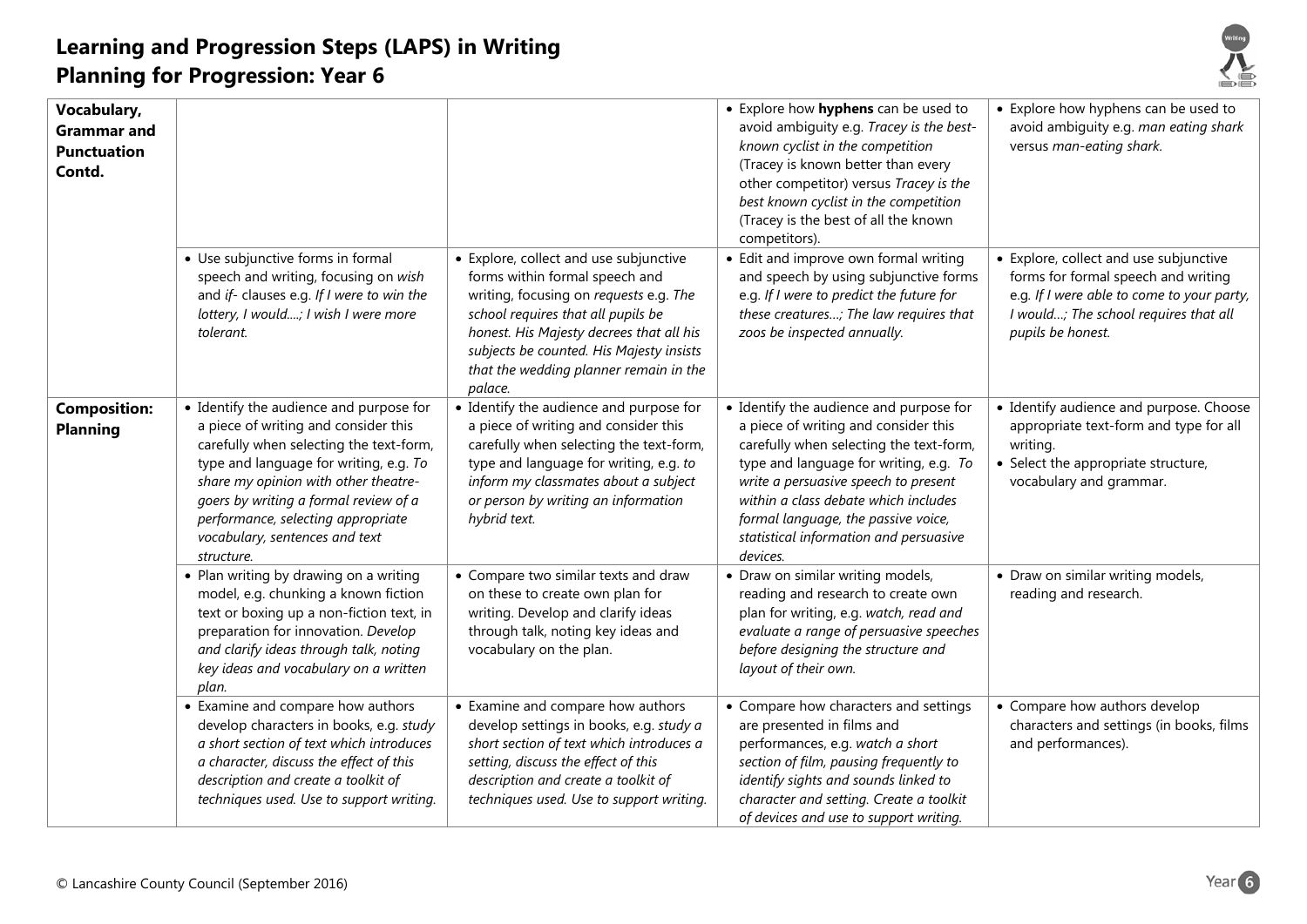# Learning and Progression Steps (LAPS) in Writing
## Planning for Progression: Year 6

| | | | | |
|---|---|---|---|---|
| **Vocabulary, Grammar and Punctuation Contd.** | | | • Explore how **hyphens** can be used to avoid ambiguity e.g. *Tracey is the best-known cyclist in the competition* (Tracey is known better than every other competitor) versus *Tracey is the best known cyclist in the competition* (Tracey is the best of all the known competitors). | • Explore how hyphens can be used to avoid ambiguity e.g. *man eating shark* versus *man-eating shark.* |
| | • Use subjunctive forms in formal speech and writing, focusing on *wish* and *if-* clauses e.g. *If I were to win the lottery, I would….; I wish I were more tolerant.* | • Explore, collect and use subjunctive forms within formal speech and writing, focusing on *requests* e.g. *The school requires that all pupils be honest. His Majesty decrees that all his subjects be counted. His Majesty insists that the wedding planner remain in the palace.* | • Edit and improve own formal writing and speech by using subjunctive forms e.g. *If I were to predict the future for these creatures…; The law requires that zoos be inspected annually.* | • Explore, collect and use subjunctive forms for formal speech and writing e.g. *If I were able to come to your party, I would…; The school requires that all pupils be honest.* |
| **Composition: Planning** | • Identify the audience and purpose for a piece of writing and consider this carefully when selecting the text-form, type and language for writing, e.g. *To share my opinion with other theatre-goers by writing a formal review of a performance, selecting appropriate vocabulary, sentences and text structure.* | • Identify the audience and purpose for a piece of writing and consider this carefully when selecting the text-form, type and language for writing, e.g. *to inform my classmates about a subject or person by writing an information hybrid text.* | • Identify the audience and purpose for a piece of writing and consider this carefully when selecting the text-form, type and language for writing, e.g. *To write a persuasive speech to present within a class debate which includes formal language, the passive voice, statistical information and persuasive devices.* | • Identify audience and purpose. Choose appropriate text-form and type for all writing.<br>• Select the appropriate structure, vocabulary and grammar. |
| | • Plan writing by drawing on a writing model, e.g. chunking a known fiction text or boxing up a non-fiction text, in preparation for innovation. *Develop and clarify ideas through talk, noting key ideas and vocabulary on a written plan.* | • Compare two similar texts and draw on these to create own plan for writing. Develop and clarify ideas through talk, noting key ideas and vocabulary on the plan. | • Draw on similar writing models, reading and research to create own plan for writing, e.g. *watch, read and evaluate a range of persuasive speeches before designing the structure and layout of their own.* | • Draw on similar writing models, reading and research. |
| | • Examine and compare how authors develop characters in books, e.g. *study a short section of text which introduces a character, discuss the effect of this description and create a toolkit of techniques used. Use to support writing.* | • Examine and compare how authors develop settings in books, e.g. *study a short section of text which introduces a setting, discuss the effect of this description and create a toolkit of techniques used. Use to support writing.* | • Compare how characters and settings are presented in films and performances, e.g. *watch a short section of film, pausing frequently to identify sights and sounds linked to character and setting. Create a toolkit of devices and use to support writing.* | • Compare how authors develop characters and settings (in books, films and performances). |

© Lancashire County Council (September 2016)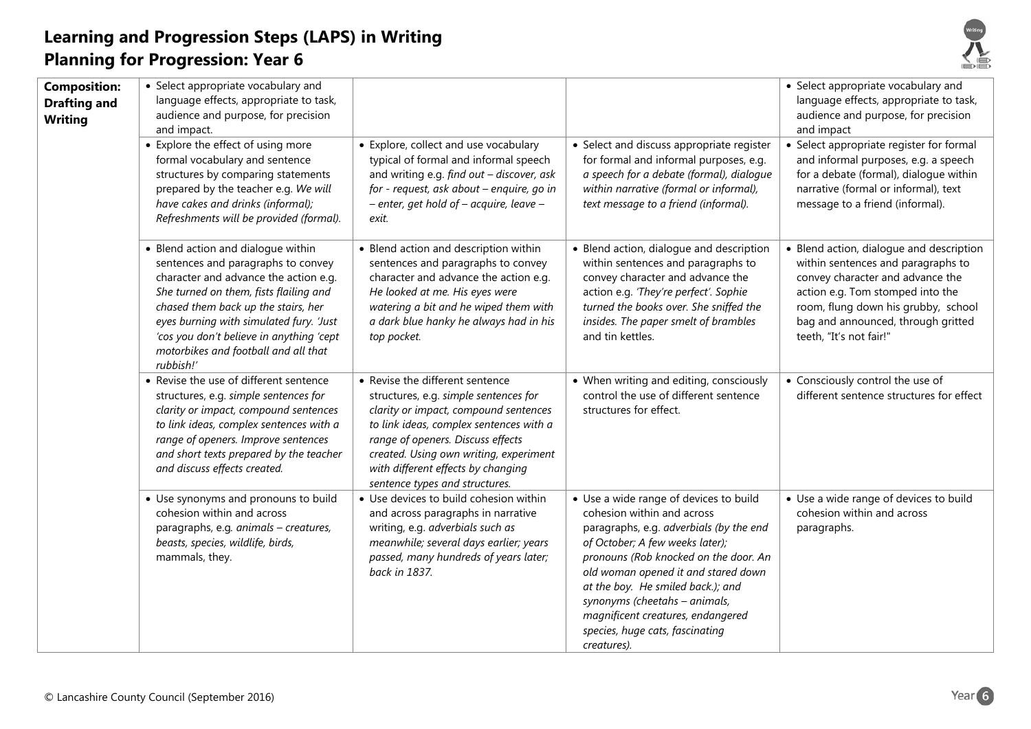# Learning and Progression Steps (LAPS) in Writing
## Planning for Progression: Year 6

| | | | | |
|---|---|---|---|---|
| **Composition: Drafting and Writing** | • Select appropriate vocabulary and language effects, appropriate to task, audience and purpose, for precision and impact. | | | • Select appropriate vocabulary and language effects, appropriate to task, audience and purpose, for precision and impact |
| | • Explore the effect of using more formal vocabulary and sentence structures by comparing statements prepared by the teacher e.g. *We will have cakes and drinks (informal); Refreshments will be provided (formal).* | • Explore, collect and use vocabulary typical of formal and informal speech and writing e.g. *find out – discover, ask for - request, ask about – enquire, go in – enter, get hold of – acquire, leave – exit.* | • Select and discuss appropriate register for formal and informal purposes, e.g. *a speech for a debate (formal), dialogue within narrative (formal or informal), text message to a friend (informal).* | • Select appropriate register for formal and informal purposes, e.g. a speech for a debate (formal), dialogue within narrative (formal or informal), text message to a friend (informal). |
| | • Blend action and dialogue within sentences and paragraphs to convey character and advance the action e.g. *She turned on them, fists flailing and chased them back up the stairs, her eyes burning with simulated fury. 'Just 'cos you don't believe in anything 'cept motorbikes and football and all that rubbish!'* | • Blend action and description within sentences and paragraphs to convey character and advance the action e.g. *He looked at me. His eyes were watering a bit and he wiped them with a dark blue hanky he always had in his top pocket.* | • Blend action, dialogue and description within sentences and paragraphs to convey character and advance the action e.g. *'They're perfect'. Sophie turned the books over. She sniffed the insides. The paper smelt of brambles and tin kettles.* | • Blend action, dialogue and description within sentences and paragraphs to convey character and advance the action e.g. Tom stomped into the room, flung down his grubby, school bag and announced, through gritted teeth, "It's not fair!" |
| | • Revise the use of different sentence structures, e.g. *simple sentences for clarity or impact, compound sentences to link ideas, complex sentences with a range of openers. Improve sentences and short texts prepared by the teacher and discuss effects created.* | • Revise the different sentence structures, e.g. *simple sentences for clarity or impact, compound sentences to link ideas, complex sentences with a range of openers. Discuss effects created. Using own writing, experiment with different effects by changing sentence types and structures.* | • When writing and editing, consciously control the use of different sentence structures for effect. | • Consciously control the use of different sentence structures for effect |
| | • Use synonyms and pronouns to build cohesion within and across paragraphs, e.g. *animals – creatures, beasts, species, wildlife, birds,* mammals, they. | • Use devices to build cohesion within and across paragraphs in narrative writing, e.g. *adverbials such as meanwhile; several days earlier; years passed, many hundreds of years later; back in 1837.* | • Use a wide range of devices to build cohesion within and across paragraphs, e.g. *adverbials (by the end of October; A few weeks later); pronouns (Rob knocked on the door. An old woman opened it and stared down at the boy. He smiled back.); and synonyms (cheetahs – animals, magnificent creatures, endangered species, huge cats, fascinating creatures).* | • Use a wide range of devices to build cohesion within and across paragraphs. |

© Lancashire County Council (September 2016)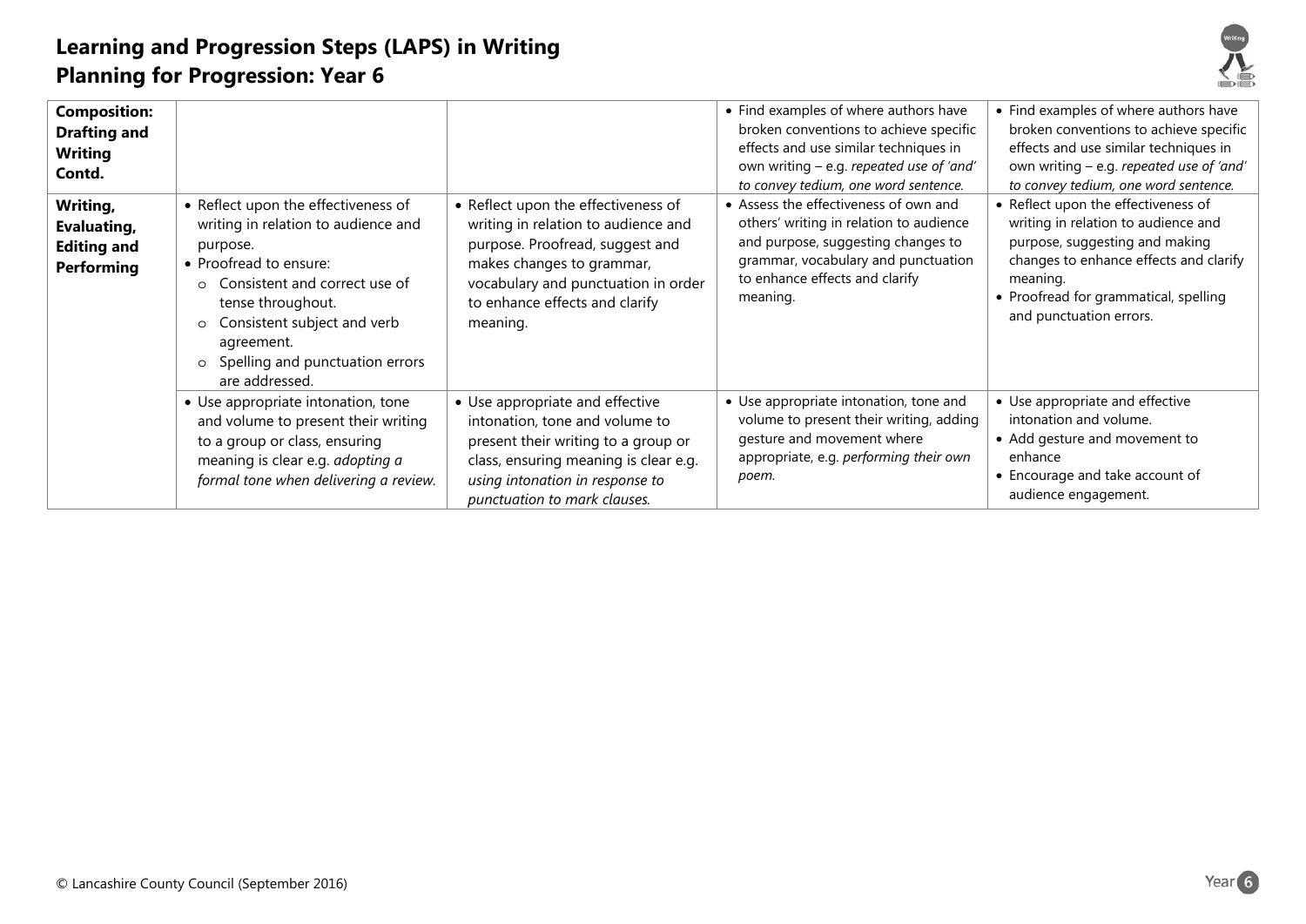# Learning and Progression Steps (LAPS) in Writing
# Planning for Progression: Year 6

| | | | | |
|---|---|---|---|---|
| **Composition: Drafting and Writing Contd.** | | | • Find examples of where authors have broken conventions to achieve specific effects and use similar techniques in own writing – e.g. *repeated use of 'and' to convey tedium, one word sentence.* | • Find examples of where authors have broken conventions to achieve specific effects and use similar techniques in own writing – e.g. *repeated use of 'and' to convey tedium, one word sentence.* |
| **Writing, Evaluating, Editing and Performing** | • Reflect upon the effectiveness of writing in relation to audience and purpose.<br>• Proofread to ensure:<br>  ○ Consistent and correct use of tense throughout.<br>  ○ Consistent subject and verb agreement.<br>  ○ Spelling and punctuation errors are addressed. | • Reflect upon the effectiveness of writing in relation to audience and purpose. Proofread, suggest and makes changes to grammar, vocabulary and punctuation in order to enhance effects and clarify meaning. | • Assess the effectiveness of own and others' writing in relation to audience and purpose, suggesting changes to grammar, vocabulary and punctuation to enhance effects and clarify meaning. | • Reflect upon the effectiveness of writing in relation to audience and purpose, suggesting and making changes to enhance effects and clarify meaning.<br>• Proofread for grammatical, spelling and punctuation errors. |
| | • Use appropriate intonation, tone and volume to present their writing to a group or class, ensuring meaning is clear e.g. *adopting a formal tone when delivering a review.* | • Use appropriate and effective intonation, tone and volume to present their writing to a group or class, ensuring meaning is clear e.g. *using intonation in response to punctuation to mark clauses.* | • Use appropriate intonation, tone and volume to present their writing, adding gesture and movement where appropriate, e.g. *performing their own poem.* | • Use appropriate and effective intonation and volume.<br>• Add gesture and movement to enhance<br>• Encourage and take account of audience engagement. |

© Lancashire County Council (September 2016)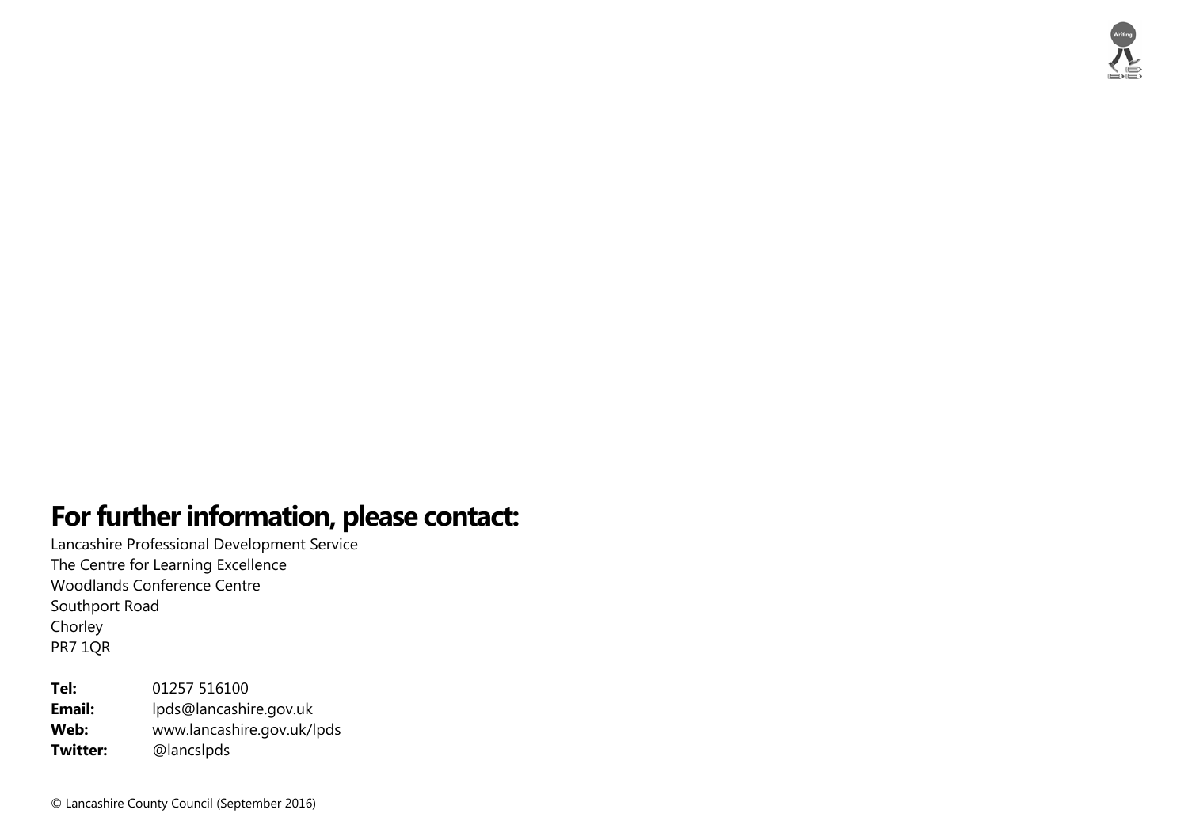## For further information, please contact:

Lancashire Professional Development Service
The Centre for Learning Excellence
Woodlands Conference Centre
Southport Road
Chorley
PR7 1QR

| | |
|---|---|
| **Tel:** | 01257 516100 |
| **Email:** | lpds@lancashire.gov.uk |
| **Web:** | www.lancashire.gov.uk/lpds |
| **Twitter:** | @lancslpds |

© Lancashire County Council (September 2016)